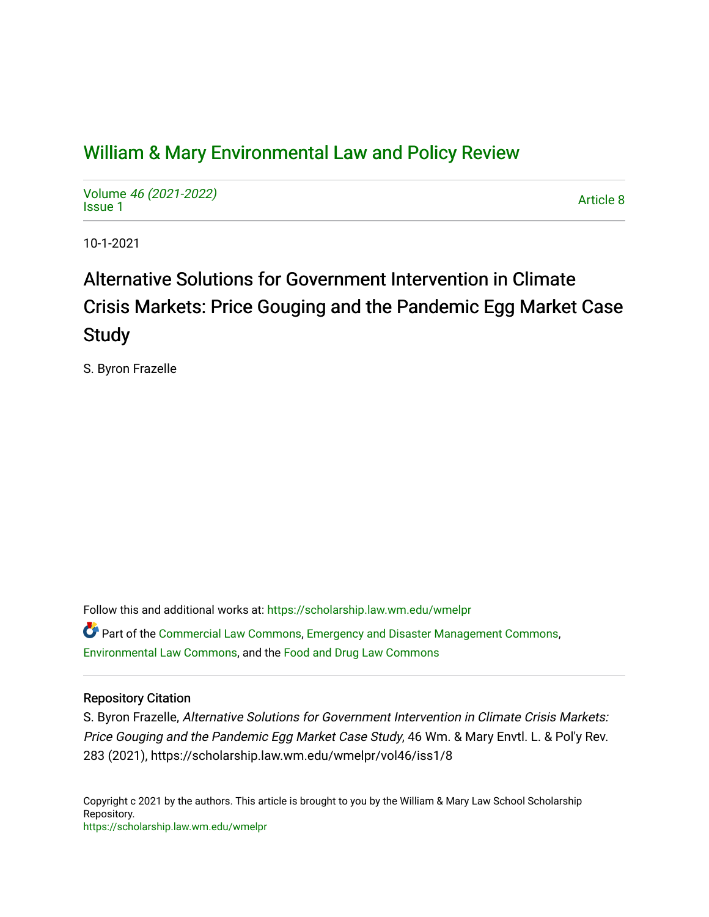# William & Mary Environmental Law and Policy Review

Volume *46 (2021-2022)*
Issue 1

Article 8

10-1-2021

## Alternative Solutions for Government Intervention in Climate Crisis Markets: Price Gouging and the Pandemic Egg Market Case Study

S. Byron Frazelle

Follow this and additional works at: https://scholarship.law.wm.edu/wmelpr

Part of the Commercial Law Commons, Emergency and Disaster Management Commons, Environmental Law Commons, and the Food and Drug Law Commons

### Repository Citation

S. Byron Frazelle, *Alternative Solutions for Government Intervention in Climate Crisis Markets: Price Gouging and the Pandemic Egg Market Case Study*, 46 Wm. & Mary Envtl. L. & Pol'y Rev. 283 (2021), https://scholarship.law.wm.edu/wmelpr/vol46/iss1/8

Copyright c 2021 by the authors. This article is brought to you by the William & Mary Law School Scholarship Repository.
https://scholarship.law.wm.edu/wmelpr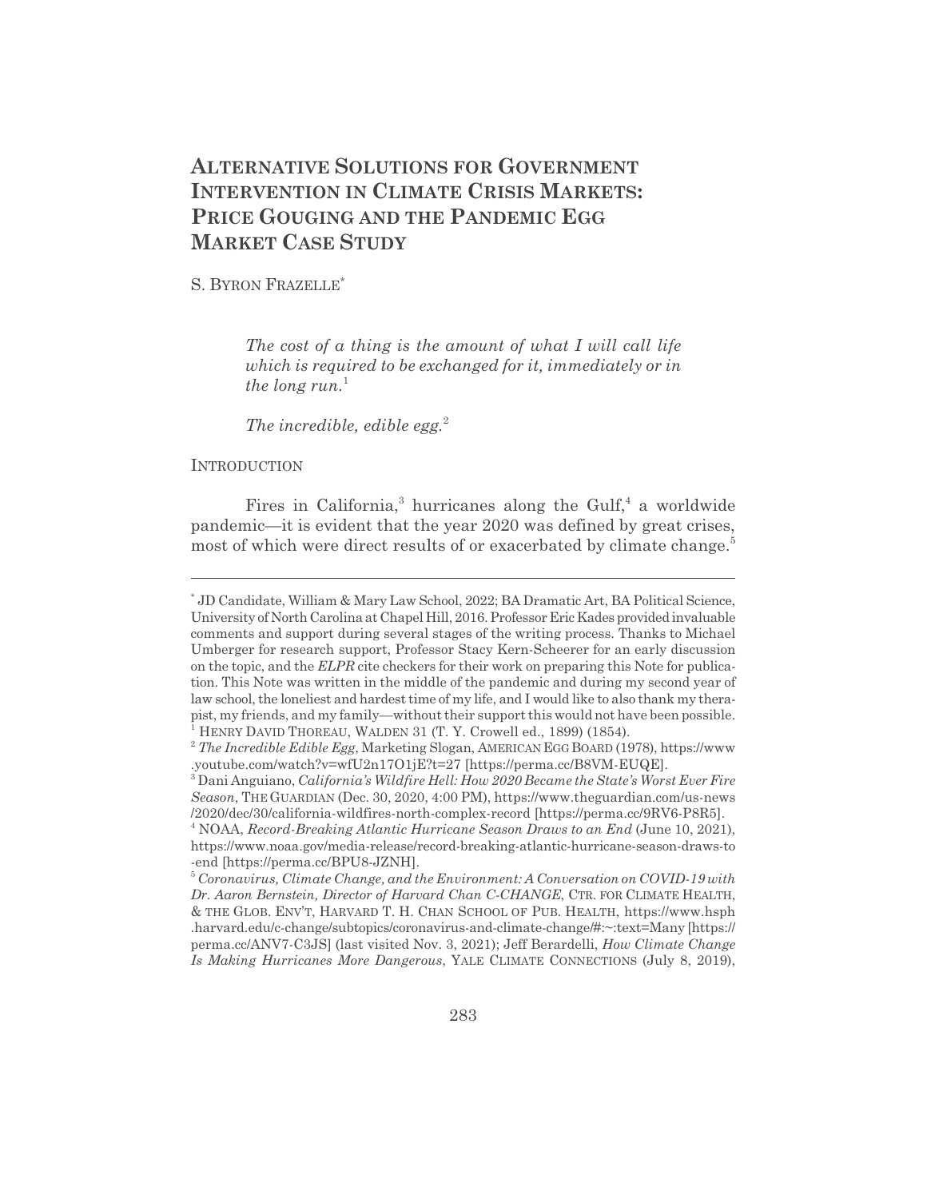# ALTERNATIVE SOLUTIONS FOR GOVERNMENT INTERVENTION IN CLIMATE CRISIS MARKETS: PRICE GOUGING AND THE PANDEMIC EGG MARKET CASE STUDY

S. BYRON FRAZELLE*

> *The cost of a thing is the amount of what I will call life which is required to be exchanged for it, immediately or in the long run.*[1]
>
> *The incredible, edible egg.*[2]

INTRODUCTION

Fires in California,[3] hurricanes along the Gulf,[4] a worldwide pandemic—it is evident that the year 2020 was defined by great crises, most of which were direct results of or exacerbated by climate change.[5]

---

\* JD Candidate, William & Mary Law School, 2022; BA Dramatic Art, BA Political Science, University of North Carolina at Chapel Hill, 2016. Professor Eric Kades provided invaluable comments and support during several stages of the writing process. Thanks to Michael Umberger for research support, Professor Stacy Kern-Scheerer for an early discussion on the topic, and the *ELPR* cite checkers for their work on preparing this Note for publication. This Note was written in the middle of the pandemic and during my second year of law school, the loneliest and hardest time of my life, and I would like to also thank my therapist, my friends, and my family—without their support this would not have been possible.

[1] HENRY DAVID THOREAU, WALDEN 31 (T. Y. Crowell ed., 1899) (1854).

[2] *The Incredible Edible Egg*, Marketing Slogan, AMERICAN EGG BOARD (1978), https://www.youtube.com/watch?v=wfU2n17O1jE?t=27 [https://perma.cc/B8VM-EUQE].

[3] Dani Anguiano, *California's Wildfire Hell: How 2020 Became the State's Worst Ever Fire Season*, THE GUARDIAN (Dec. 30, 2020, 4:00 PM), https://www.theguardian.com/us-news/2020/dec/30/california-wildfires-north-complex-record [https://perma.cc/9RV6-P8R5].

[4] NOAA, *Record-Breaking Atlantic Hurricane Season Draws to an End* (June 10, 2021), https://www.noaa.gov/media-release/record-breaking-atlantic-hurricane-season-draws-to-end [https://perma.cc/BPU8-JZNH].

[5] *Coronavirus, Climate Change, and the Environment: A Conversation on COVID-19 with Dr. Aaron Bernstein, Director of Harvard Chan C-CHANGE*, CTR. FOR CLIMATE HEALTH, & THE GLOB. ENV'T, HARVARD T. H. CHAN SCHOOL OF PUB. HEALTH, https://www.hsph.harvard.edu/c-change/subtopics/coronavirus-and-climate-change/#:~:text=Many [https://perma.cc/ANV7-C3JS] (last visited Nov. 3, 2021); Jeff Berardelli, *How Climate Change Is Making Hurricanes More Dangerous*, YALE CLIMATE CONNECTIONS (July 8, 2019),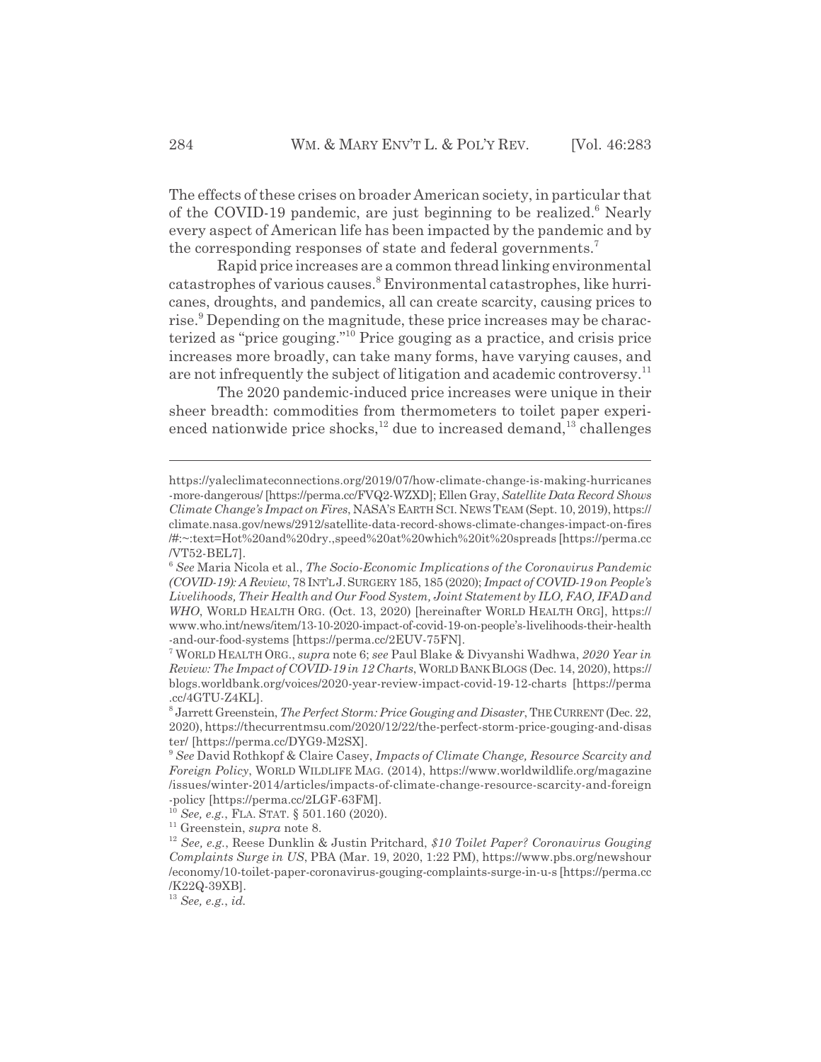The effects of these crises on broader American society, in particular that of the COVID-19 pandemic, are just beginning to be realized.[6] Nearly every aspect of American life has been impacted by the pandemic and by the corresponding responses of state and federal governments.[7]

Rapid price increases are a common thread linking environmental catastrophes of various causes.[8] Environmental catastrophes, like hurricanes, droughts, and pandemics, all can create scarcity, causing prices to rise.[9] Depending on the magnitude, these price increases may be characterized as "price gouging."[10] Price gouging as a practice, and crisis price increases more broadly, can take many forms, have varying causes, and are not infrequently the subject of litigation and academic controversy.[11]

The 2020 pandemic-induced price increases were unique in their sheer breadth: commodities from thermometers to toilet paper experienced nationwide price shocks,[12] due to increased demand,[13] challenges

---

https://yaleclimateconnections.org/2019/07/how-climate-change-is-making-hurricanes-more-dangerous/ [https://perma.cc/FVQ2-WZXD]; Ellen Gray, *Satellite Data Record Shows Climate Change's Impact on Fires*, NASA'S EARTH SCI. NEWS TEAM (Sept. 10, 2019), https://climate.nasa.gov/news/2912/satellite-data-record-shows-climate-changes-impact-on-fires/#:~:text=Hot%20and%20dry.,speed%20at%20which%20it%20spreads [https://perma.cc/VT52-BEL7].

[6] *See* Maria Nicola et al., *The Socio-Economic Implications of the Coronavirus Pandemic (COVID-19): A Review*, 78 INT'L J. SURGERY 185, 185 (2020); *Impact of COVID-19 on People's Livelihoods, Their Health and Our Food System, Joint Statement by ILO, FAO, IFAD and WHO*, WORLD HEALTH ORG. (Oct. 13, 2020) [hereinafter WORLD HEALTH ORG], https://www.who.int/news/item/13-10-2020-impact-of-covid-19-on-people's-livelihoods-their-health-and-our-food-systems [https://perma.cc/2EUV-75FN].

[7] WORLD HEALTH ORG., *supra* note 6; *see* Paul Blake & Divyanshi Wadhwa, *2020 Year in Review: The Impact of COVID-19 in 12 Charts*, WORLD BANK BLOGS (Dec. 14, 2020), https://blogs.worldbank.org/voices/2020-year-review-impact-covid-19-12-charts [https://perma.cc/4GTU-Z4KL].

[8] Jarrett Greenstein, *The Perfect Storm: Price Gouging and Disaster*, THE CURRENT (Dec. 22, 2020), https://thecurrentmsu.com/2020/12/22/the-perfect-storm-price-gouging-and-disaster/ [https://perma.cc/DYG9-M2SX].

[9] *See* David Rothkopf & Claire Casey, *Impacts of Climate Change, Resource Scarcity and Foreign Policy*, WORLD WILDLIFE MAG. (2014), https://www.worldwildlife.org/magazine/issues/winter-2014/articles/impacts-of-climate-change-resource-scarcity-and-foreign-policy [https://perma.cc/2LGF-63FM].

[10] *See, e.g.*, FLA. STAT. § 501.160 (2020).

[11] Greenstein, *supra* note 8.

[12] *See, e.g.*, Reese Dunklin & Justin Pritchard, *$10 Toilet Paper? Coronavirus Gouging Complaints Surge in US*, PBA (Mar. 19, 2020, 1:22 PM), https://www.pbs.org/newshour/economy/10-toilet-paper-coronavirus-gouging-complaints-surge-in-u-s [https://perma.cc/K22Q-39XB].

[13] *See, e.g.*, *id.*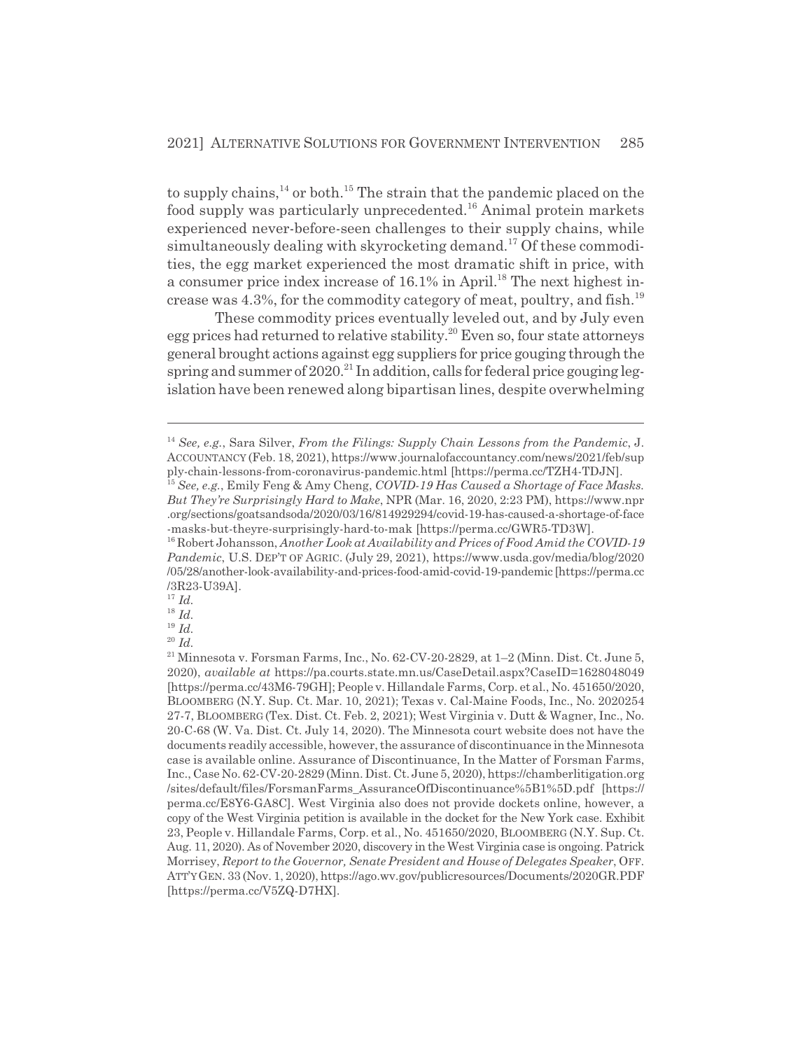to supply chains,[14] or both.[15] The strain that the pandemic placed on the food supply was particularly unprecedented.[16] Animal protein markets experienced never-before-seen challenges to their supply chains, while simultaneously dealing with skyrocketing demand.[17] Of these commodities, the egg market experienced the most dramatic shift in price, with a consumer price index increase of 16.1% in April.[18] The next highest increase was 4.3%, for the commodity category of meat, poultry, and fish.[19]

These commodity prices eventually leveled out, and by July even egg prices had returned to relative stability.[20] Even so, four state attorneys general brought actions against egg suppliers for price gouging through the spring and summer of 2020.[21] In addition, calls for federal price gouging legislation have been renewed along bipartisan lines, despite overwhelming

---

[14] *See, e.g.*, Sara Silver, *From the Filings: Supply Chain Lessons from the Pandemic*, J. ACCOUNTANCY (Feb. 18, 2021), https://www.journalofaccountancy.com/news/2021/feb/supply-chain-lessons-from-coronavirus-pandemic.html [https://perma.cc/TZH4-TDJN].

[15] *See, e.g.*, Emily Feng & Amy Cheng, *COVID-19 Has Caused a Shortage of Face Masks. But They're Surprisingly Hard to Make*, NPR (Mar. 16, 2020, 2:23 PM), https://www.npr.org/sections/goatsandsoda/2020/03/16/814929294/covid-19-has-caused-a-shortage-of-face-masks-but-theyre-surprisingly-hard-to-mak [https://perma.cc/GWR5-TD3W].

[16] Robert Johansson, *Another Look at Availability and Prices of Food Amid the COVID-19 Pandemic*, U.S. DEP'T OF AGRIC. (July 29, 2021), https://www.usda.gov/media/blog/2020/05/28/another-look-availability-and-prices-food-amid-covid-19-pandemic [https://perma.cc/3R23-U39A].

[17] *Id.*

[18] *Id.*

[19] *Id.*

[20] *Id.*

[21] Minnesota v. Forsman Farms, Inc., No. 62-CV-20-2829, at 1–2 (Minn. Dist. Ct. June 5, 2020), *available at* https://pa.courts.state.mn.us/CaseDetail.aspx?CaseID=1628048049 [https://perma.cc/43M6-79GH]; People v. Hillandale Farms, Corp. et al., No. 451650/2020, BLOOMBERG (N.Y. Sup. Ct. Mar. 10, 2021); Texas v. Cal-Maine Foods, Inc., No. 2020254 27-7, BLOOMBERG (Tex. Dist. Ct. Feb. 2, 2021); West Virginia v. Dutt & Wagner, Inc., No. 20-C-68 (W. Va. Dist. Ct. July 14, 2020). The Minnesota court website does not have the documents readily accessible, however, the assurance of discontinuance in the Minnesota case is available online. Assurance of Discontinuance, In the Matter of Forsman Farms, Inc., Case No. 62-CV-20-2829 (Minn. Dist. Ct. June 5, 2020), https://chamberlitigation.org/sites/default/files/ForsmanFarms_AssuranceOfDiscontinuance%5B1%5D.pdf [https://perma.cc/E8Y6-GA8C]. West Virginia also does not provide dockets online, however, a copy of the West Virginia petition is available in the docket for the New York case. Exhibit 23, People v. Hillandale Farms, Corp. et al., No. 451650/2020, BLOOMBERG (N.Y. Sup. Ct. Aug. 11, 2020). As of November 2020, discovery in the West Virginia case is ongoing. Patrick Morrisey, *Report to the Governor, Senate President and House of Delegates Speaker*, OFF. ATT'Y GEN. 33 (Nov. 1, 2020), https://ago.wv.gov/publicresources/Documents/2020GR.PDF [https://perma.cc/V5ZQ-D7HX].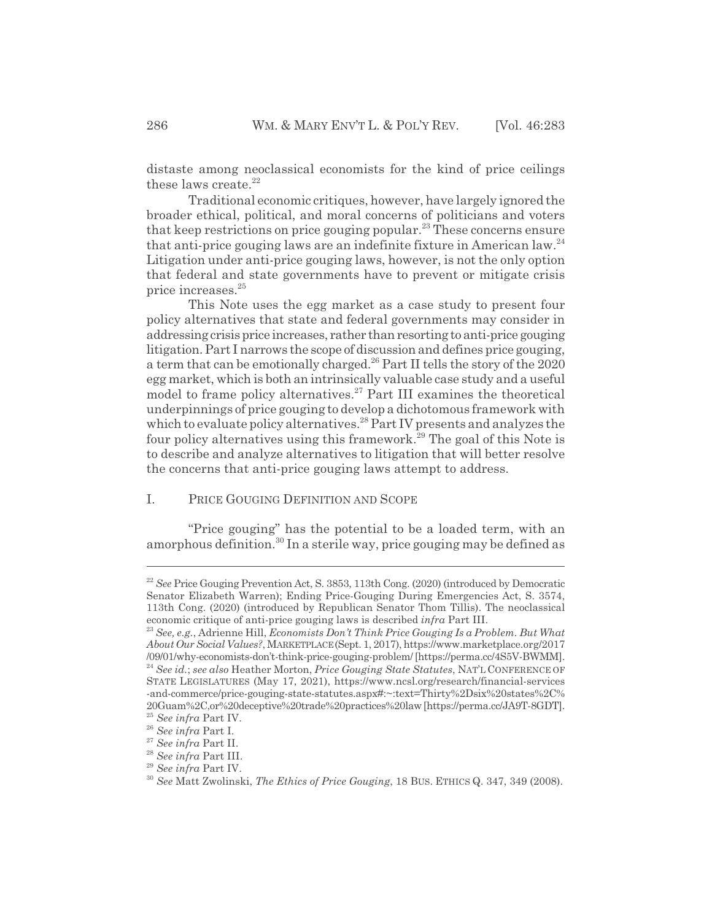distaste among neoclassical economists for the kind of price ceilings these laws create.[22]

Traditional economic critiques, however, have largely ignored the broader ethical, political, and moral concerns of politicians and voters that keep restrictions on price gouging popular.[23] These concerns ensure that anti-price gouging laws are an indefinite fixture in American law.[24] Litigation under anti-price gouging laws, however, is not the only option that federal and state governments have to prevent or mitigate crisis price increases.[25]

This Note uses the egg market as a case study to present four policy alternatives that state and federal governments may consider in addressing crisis price increases, rather than resorting to anti-price gouging litigation. Part I narrows the scope of discussion and defines price gouging, a term that can be emotionally charged.[26] Part II tells the story of the 2020 egg market, which is both an intrinsically valuable case study and a useful model to frame policy alternatives.[27] Part III examines the theoretical underpinnings of price gouging to develop a dichotomous framework with which to evaluate policy alternatives.[28] Part IV presents and analyzes the four policy alternatives using this framework.[29] The goal of this Note is to describe and analyze alternatives to litigation that will better resolve the concerns that anti-price gouging laws attempt to address.

## I. PRICE GOUGING DEFINITION AND SCOPE

"Price gouging" has the potential to be a loaded term, with an amorphous definition.[30] In a sterile way, price gouging may be defined as

---

[22] *See* Price Gouging Prevention Act, S. 3853, 113th Cong. (2020) (introduced by Democratic Senator Elizabeth Warren); Ending Price-Gouging During Emergencies Act, S. 3574, 113th Cong. (2020) (introduced by Republican Senator Thom Tillis). The neoclassical economic critique of anti-price gouging laws is described *infra* Part III.

[23] *See, e.g.*, Adrienne Hill, *Economists Don't Think Price Gouging Is a Problem. But What About Our Social Values?*, MARKETPLACE (Sept. 1, 2017), https://www.marketplace.org/2017/09/01/why-economists-don't-think-price-gouging-problem/ [https://perma.cc/4S5V-BWMM].

[24] *See id.*; *see also* Heather Morton, *Price Gouging State Statutes*, NAT'L CONFERENCE OF STATE LEGISLATURES (May 17, 2021), https://www.ncsl.org/research/financial-services-and-commerce/price-gouging-state-statutes.aspx#:~:text=Thirty%2Dsix%20states%2C%20Guam%2C,or%20deceptive%20trade%20practices%20law [https://perma.cc/JA9T-8GDT].

[25] *See infra* Part IV.

[26] *See infra* Part I.

[27] *See infra* Part II.

[28] *See infra* Part III.

[29] *See infra* Part IV.

[30] *See* Matt Zwolinski, *The Ethics of Price Gouging*, 18 BUS. ETHICS Q. 347, 349 (2008).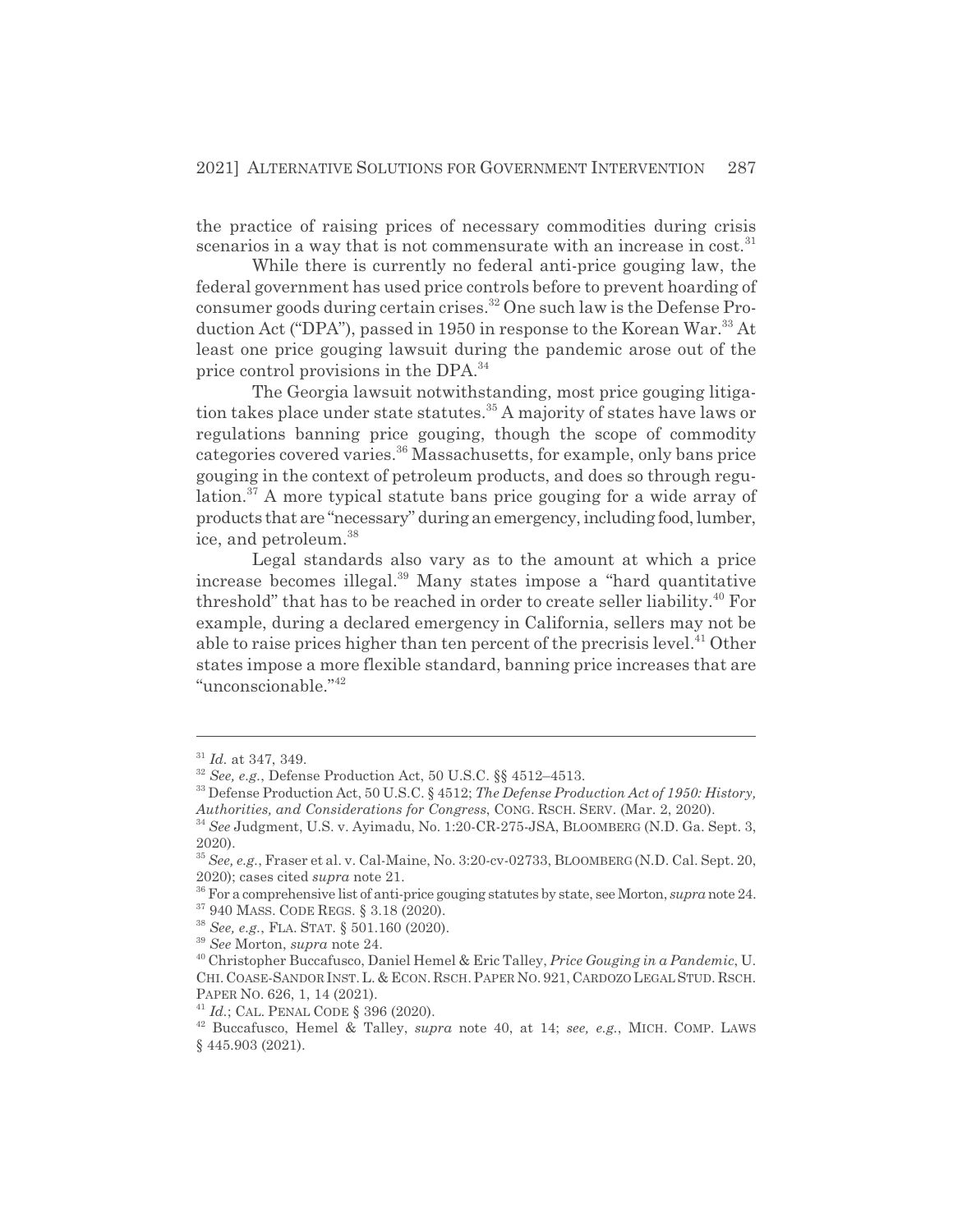the practice of raising prices of necessary commodities during crisis scenarios in a way that is not commensurate with an increase in cost.[31]

While there is currently no federal anti-price gouging law, the federal government has used price controls before to prevent hoarding of consumer goods during certain crises.[32] One such law is the Defense Production Act ("DPA"), passed in 1950 in response to the Korean War.[33] At least one price gouging lawsuit during the pandemic arose out of the price control provisions in the DPA.[34]

The Georgia lawsuit notwithstanding, most price gouging litigation takes place under state statutes.[35] A majority of states have laws or regulations banning price gouging, though the scope of commodity categories covered varies.[36] Massachusetts, for example, only bans price gouging in the context of petroleum products, and does so through regulation.[37] A more typical statute bans price gouging for a wide array of products that are "necessary" during an emergency, including food, lumber, ice, and petroleum.[38]

Legal standards also vary as to the amount at which a price increase becomes illegal.[39] Many states impose a "hard quantitative threshold" that has to be reached in order to create seller liability.[40] For example, during a declared emergency in California, sellers may not be able to raise prices higher than ten percent of the precrisis level.[41] Other states impose a more flexible standard, banning price increases that are "unconscionable."[42]

---

[31] *Id.* at 347, 349.

[32] *See, e.g.*, Defense Production Act, 50 U.S.C. §§ 4512–4513.

[33] Defense Production Act, 50 U.S.C. § 4512; *The Defense Production Act of 1950: History, Authorities, and Considerations for Congress*, CONG. RSCH. SERV. (Mar. 2, 2020).

[34] *See* Judgment, U.S. v. Ayimadu, No. 1:20-CR-275-JSA, BLOOMBERG (N.D. Ga. Sept. 3, 2020).

[35] *See, e.g.*, Fraser et al. v. Cal-Maine, No. 3:20-cv-02733, BLOOMBERG (N.D. Cal. Sept. 20, 2020); cases cited *supra* note 21.

[36] For a comprehensive list of anti-price gouging statutes by state, see Morton, *supra* note 24.

[37] 940 MASS. CODE REGS. § 3.18 (2020).

[38] *See, e.g.*, FLA. STAT. § 501.160 (2020).

[39] *See* Morton, *supra* note 24.

[40] Christopher Buccafusco, Daniel Hemel & Eric Talley, *Price Gouging in a Pandemic*, U. CHI. COASE-SANDOR INST. L. & ECON. RSCH. PAPER NO. 921, CARDOZO LEGAL STUD. RSCH. PAPER NO. 626, 1, 14 (2021).

[41] *Id.*; CAL. PENAL CODE § 396 (2020).

[42] Buccafusco, Hemel & Talley, *supra* note 40, at 14; *see, e.g.*, MICH. COMP. LAWS § 445.903 (2021).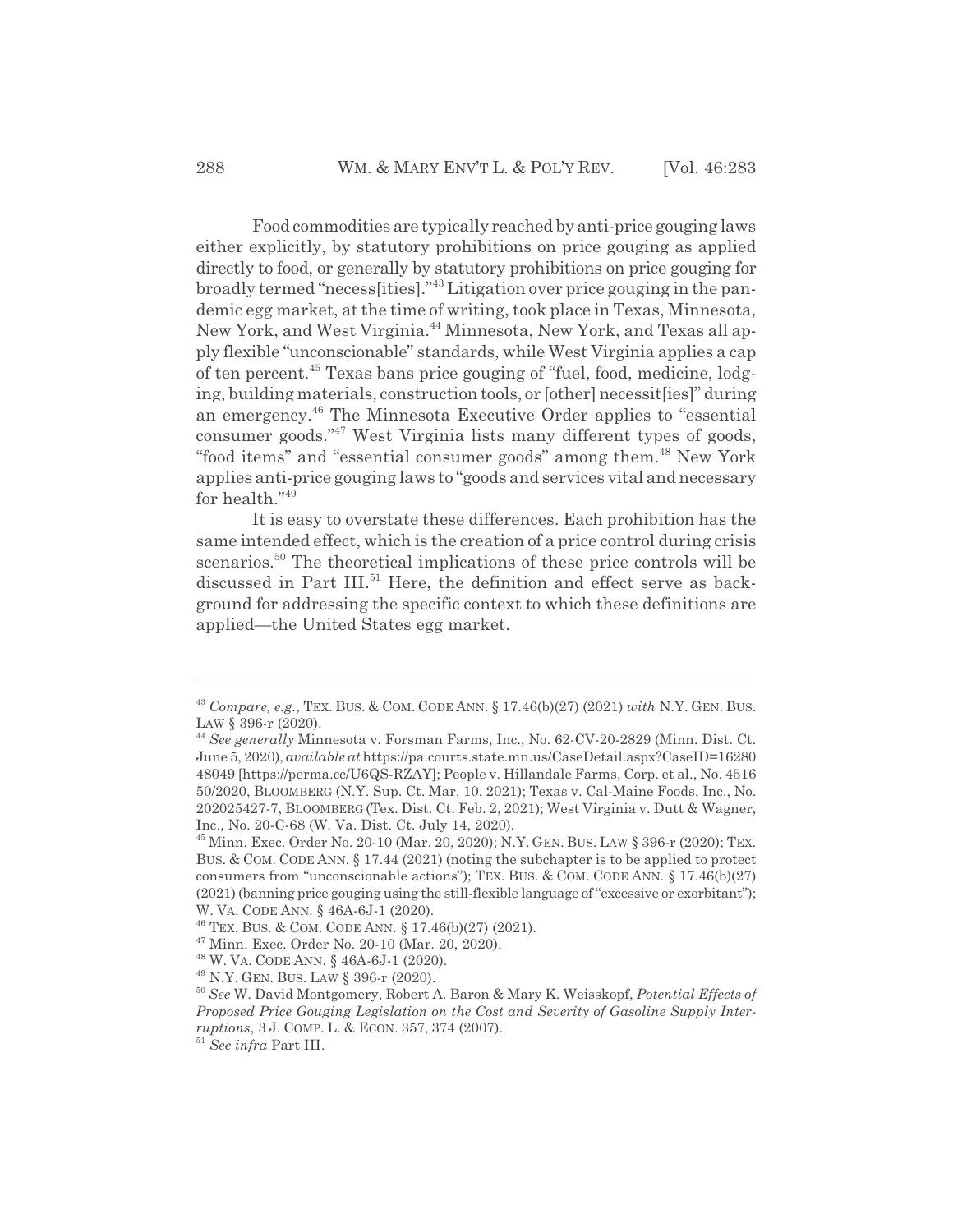Food commodities are typically reached by anti-price gouging laws either explicitly, by statutory prohibitions on price gouging as applied directly to food, or generally by statutory prohibitions on price gouging for broadly termed "necess[ities]."[43] Litigation over price gouging in the pandemic egg market, at the time of writing, took place in Texas, Minnesota, New York, and West Virginia.[44] Minnesota, New York, and Texas all apply flexible "unconscionable" standards, while West Virginia applies a cap of ten percent.[45] Texas bans price gouging of "fuel, food, medicine, lodging, building materials, construction tools, or [other] necessit[ies]" during an emergency.[46] The Minnesota Executive Order applies to "essential consumer goods."[47] West Virginia lists many different types of goods, "food items" and "essential consumer goods" among them.[48] New York applies anti-price gouging laws to "goods and services vital and necessary for health."[49]

It is easy to overstate these differences. Each prohibition has the same intended effect, which is the creation of a price control during crisis scenarios.[50] The theoretical implications of these price controls will be discussed in Part III.[51] Here, the definition and effect serve as background for addressing the specific context to which these definitions are applied—the United States egg market.

---

[43] *Compare, e.g.*, TEX. BUS. & COM. CODE ANN. § 17.46(b)(27) (2021) *with* N.Y. GEN. BUS. LAW § 396-r (2020).

[44] *See generally* Minnesota v. Forsman Farms, Inc., No. 62-CV-20-2829 (Minn. Dist. Ct. June 5, 2020), *available at* https://pa.courts.state.mn.us/CaseDetail.aspx?CaseID=1628048049 [https://perma.cc/U6QS-RZAY]; People v. Hillandale Farms, Corp. et al., No. 451650/2020, BLOOMBERG (N.Y. Sup. Ct. Mar. 10, 2021); Texas v. Cal-Maine Foods, Inc., No. 202025427-7, BLOOMBERG (Tex. Dist. Ct. Feb. 2, 2021); West Virginia v. Dutt & Wagner, Inc., No. 20-C-68 (W. Va. Dist. Ct. July 14, 2020).

[45] Minn. Exec. Order No. 20-10 (Mar. 20, 2020); N.Y. GEN. BUS. LAW § 396-r (2020); TEX. BUS. & COM. CODE ANN. § 17.44 (2021) (noting the subchapter is to be applied to protect consumers from "unconscionable actions"); TEX. BUS. & COM. CODE ANN. § 17.46(b)(27) (2021) (banning price gouging using the still-flexible language of "excessive or exorbitant"); W. VA. CODE ANN. § 46A-6J-1 (2020).

[46] TEX. BUS. & COM. CODE ANN. § 17.46(b)(27) (2021).

[47] Minn. Exec. Order No. 20-10 (Mar. 20, 2020).

[48] W. VA. CODE ANN. § 46A-6J-1 (2020).

[49] N.Y. GEN. BUS. LAW § 396-r (2020).

[50] *See* W. David Montgomery, Robert A. Baron & Mary K. Weisskopf, *Potential Effects of Proposed Price Gouging Legislation on the Cost and Severity of Gasoline Supply Interruptions*, 3 J. COMP. L. & ECON. 357, 374 (2007).

[51] *See infra* Part III.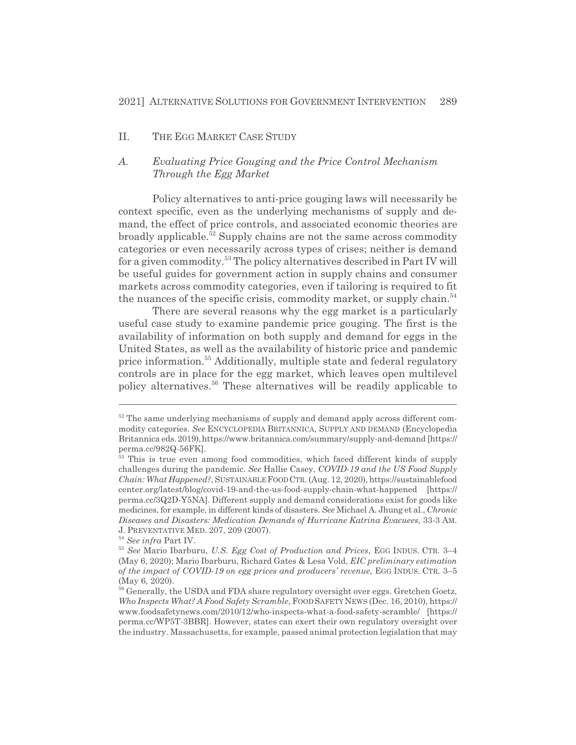## II. The Egg Market Case Study

### *A. Evaluating Price Gouging and the Price Control Mechanism Through the Egg Market*

Policy alternatives to anti-price gouging laws will necessarily be context specific, even as the underlying mechanisms of supply and demand, the effect of price controls, and associated economic theories are broadly applicable.[52] Supply chains are not the same across commodity categories or even necessarily across types of crises; neither is demand for a given commodity.[53] The policy alternatives described in Part IV will be useful guides for government action in supply chains and consumer markets across commodity categories, even if tailoring is required to fit the nuances of the specific crisis, commodity market, or supply chain.[54]

There are several reasons why the egg market is a particularly useful case study to examine pandemic price gouging. The first is the availability of information on both supply and demand for eggs in the United States, as well as the availability of historic price and pandemic price information.[55] Additionally, multiple state and federal regulatory controls are in place for the egg market, which leaves open multilevel policy alternatives.[56] These alternatives will be readily applicable to

---

[52] The same underlying mechanisms of supply and demand apply across different commodity categories. *See* ENCYCLOPEDIA BRITANNICA, SUPPLY AND DEMAND (Encyclopedia Britannica eds. 2019), https://www.britannica.com/summary/supply-and-demand [https://perma.cc/982Q-56FK].

[53] This is true even among food commodities, which faced different kinds of supply challenges during the pandemic. *See* Hallie Casey, *COVID-19 and the US Food Supply Chain: What Happened?*, SUSTAINABLE FOOD CTR. (Aug. 12, 2020), https://sustainablefoodcenter.org/latest/blog/covid-19-and-the-us-food-supply-chain-what-happened [https://perma.cc/3Q2D-Y5NA]. Different supply and demand considerations exist for goods like medicines, for example, in different kinds of disasters. *See* Michael A. Jhung et al., *Chronic Diseases and Disasters: Medication Demands of Hurricane Katrina Evacuees*, 33-3 AM. J. PREVENTATIVE MED. 207, 209 (2007).

[54] *See infra* Part IV.

[55] *See* Mario Ibarburu, *U.S. Egg Cost of Production and Prices*, EGG INDUS. CTR. 3–4 (May 6, 2020); Mario Ibarburu, Richard Gates & Lesa Vold, *EIC preliminary estimation of the impact of COVID-19 on egg prices and producers' revenue*, EGG INDUS. CTR. 3–5 (May 6, 2020).

[56] Generally, the USDA and FDA share regulatory oversight over eggs. Gretchen Goetz, *Who Inspects What? A Food Safety Scramble*, FOOD SAFETY NEWS (Dec. 16, 2010), https://www.foodsafetynews.com/2010/12/who-inspects-what-a-food-safety-scramble/ [https://perma.cc/WP5T-3BBR]. However, states can exert their own regulatory oversight over the industry. Massachusetts, for example, passed animal protection legislation that may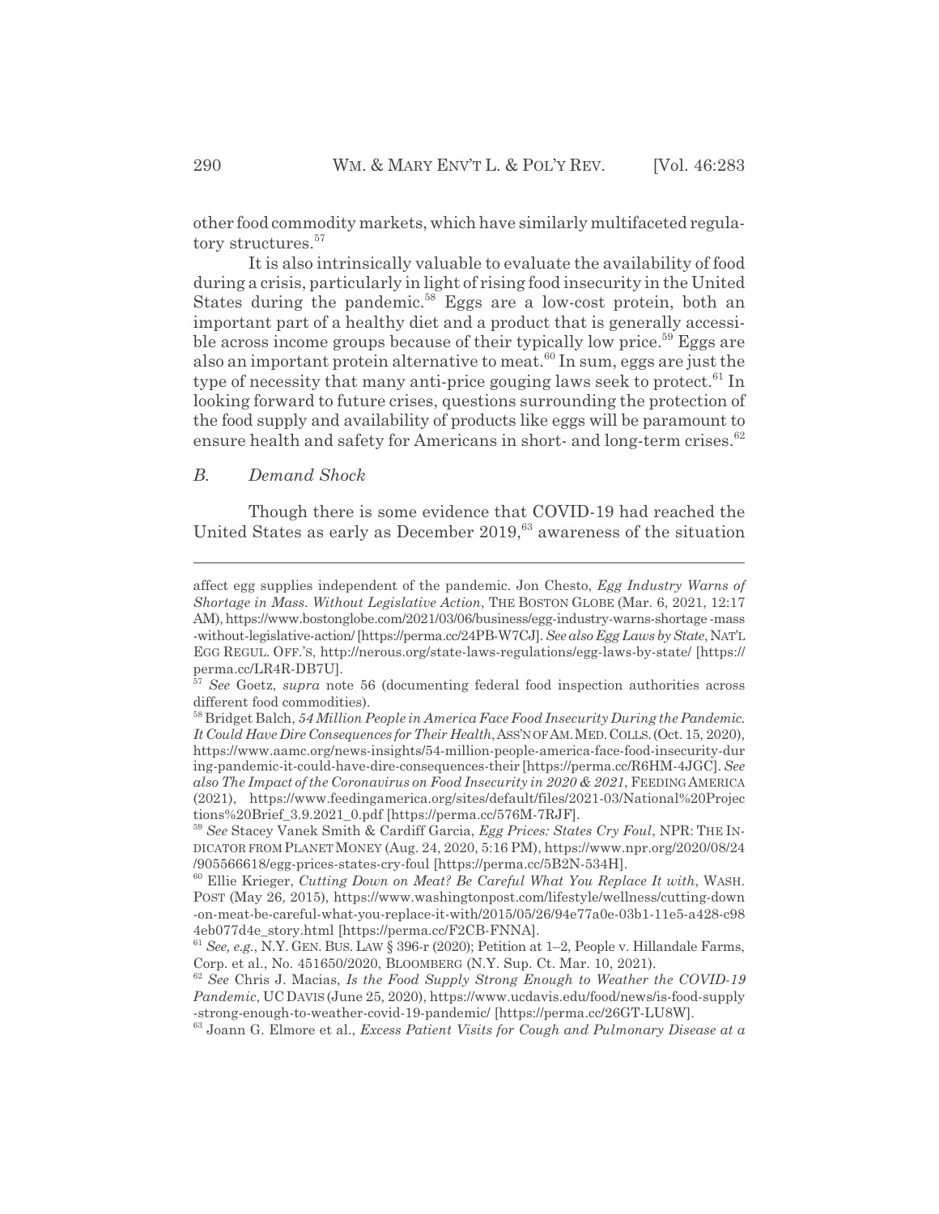other food commodity markets, which have similarly multifaceted regulatory structures.[57]

It is also intrinsically valuable to evaluate the availability of food during a crisis, particularly in light of rising food insecurity in the United States during the pandemic.[58] Eggs are a low-cost protein, both an important part of a healthy diet and a product that is generally accessible across income groups because of their typically low price.[59] Eggs are also an important protein alternative to meat.[60] In sum, eggs are just the type of necessity that many anti-price gouging laws seek to protect.[61] In looking forward to future crises, questions surrounding the protection of the food supply and availability of products like eggs will be paramount to ensure health and safety for Americans in short- and long-term crises.[62]

### *B. Demand Shock*

Though there is some evidence that COVID-19 had reached the United States as early as December 2019,[63] awareness of the situation

---

affect egg supplies independent of the pandemic. Jon Chesto, *Egg Industry Warns of Shortage in Mass. Without Legislative Action*, THE BOSTON GLOBE (Mar. 6, 2021, 12:17 AM), https://www.bostonglobe.com/2021/03/06/business/egg-industry-warns-shortage-mass-without-legislative-action/ [https://perma.cc/24PB-W7CJ]. *See also Egg Laws by State*, NAT'L EGG REGUL. OFF.'S, http://nerous.org/state-laws-regulations/egg-laws-by-state/ [https://perma.cc/LR4R-DB7U].

[57] *See* Goetz, *supra* note 56 (documenting federal food inspection authorities across different food commodities).

[58] Bridget Balch, *54 Million People in America Face Food Insecurity During the Pandemic. It Could Have Dire Consequences for Their Health*, ASS'N OF AM. MED. COLLS. (Oct. 15, 2020), https://www.aamc.org/news-insights/54-million-people-america-face-food-insecurity-during-pandemic-it-could-have-dire-consequences-their [https://perma.cc/R6HM-4JGC]. *See also The Impact of the Coronavirus on Food Insecurity in 2020 & 2021*, FEEDING AMERICA (2021), https://www.feedingamerica.org/sites/default/files/2021-03/National%20Projections%20Brief_3.9.2021_0.pdf [https://perma.cc/576M-7RJF].

[59] *See* Stacey Vanek Smith & Cardiff Garcia, *Egg Prices: States Cry Foul*, NPR: THE INDICATOR FROM PLANET MONEY (Aug. 24, 2020, 5:16 PM), https://www.npr.org/2020/08/24/905566618/egg-prices-states-cry-foul [https://perma.cc/5B2N-534H].

[60] Ellie Krieger, *Cutting Down on Meat? Be Careful What You Replace It with*, WASH. POST (May 26, 2015), https://www.washingtonpost.com/lifestyle/wellness/cutting-down-on-meat-be-careful-what-you-replace-it-with/2015/05/26/94e77a0e-03b1-11e5-a428-c984eb077d4e_story.html [https://perma.cc/F2CB-FNNA].

[61] *See, e.g.*, N.Y. GEN. BUS. LAW § 396-r (2020); Petition at 1–2, People v. Hillandale Farms, Corp. et al., No. 451650/2020, BLOOMBERG (N.Y. Sup. Ct. Mar. 10, 2021).

[62] *See* Chris J. Macias, *Is the Food Supply Strong Enough to Weather the COVID-19 Pandemic*, UC DAVIS (June 25, 2020), https://www.ucdavis.edu/food/news/is-food-supply-strong-enough-to-weather-covid-19-pandemic/ [https://perma.cc/26GT-LU8W].

[63] Joann G. Elmore et al., *Excess Patient Visits for Cough and Pulmonary Disease at a*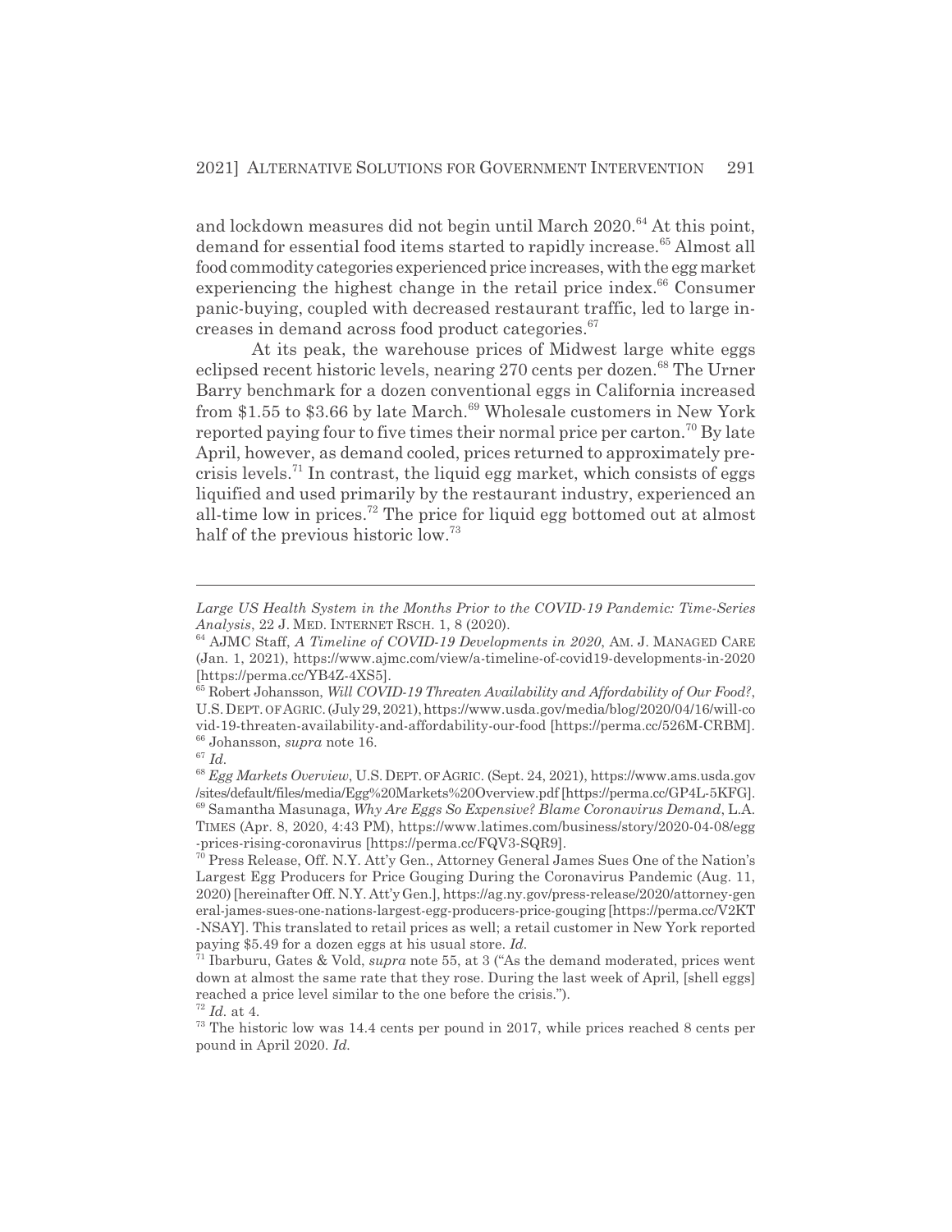and lockdown measures did not begin until March 2020.[64] At this point, demand for essential food items started to rapidly increase.[65] Almost all food commodity categories experienced price increases, with the egg market experiencing the highest change in the retail price index.[66] Consumer panic-buying, coupled with decreased restaurant traffic, led to large increases in demand across food product categories.[67]

At its peak, the warehouse prices of Midwest large white eggs eclipsed recent historic levels, nearing 270 cents per dozen.[68] The Urner Barry benchmark for a dozen conventional eggs in California increased from $1.55 to $3.66 by late March.[69] Wholesale customers in New York reported paying four to five times their normal price per carton.[70] By late April, however, as demand cooled, prices returned to approximately pre-crisis levels.[71] In contrast, the liquid egg market, which consists of eggs liquified and used primarily by the restaurant industry, experienced an all-time low in prices.[72] The price for liquid egg bottomed out at almost half of the previous historic low.[73]

---

*Large US Health System in the Months Prior to the COVID-19 Pandemic: Time-Series Analysis*, 22 J. MED. INTERNET RSCH. 1, 8 (2020).

[64] AJMC Staff, *A Timeline of COVID-19 Developments in 2020*, AM. J. MANAGED CARE (Jan. 1, 2021), https://www.ajmc.com/view/a-timeline-of-covid19-developments-in-2020 [https://perma.cc/YB4Z-4XS5].

[65] Robert Johansson, *Will COVID-19 Threaten Availability and Affordability of Our Food?*, U.S. DEPT. OF AGRIC. (July 29, 2021), https://www.usda.gov/media/blog/2020/04/16/will-covid-19-threaten-availability-and-affordability-our-food [https://perma.cc/526M-CRBM].

[66] Johansson, *supra* note 16.

[67] *Id.*

[68] *Egg Markets Overview*, U.S. DEPT. OF AGRIC. (Sept. 24, 2021), https://www.ams.usda.gov/sites/default/files/media/Egg%20Markets%20Overview.pdf [https://perma.cc/GP4L-5KFG].

[69] Samantha Masunaga, *Why Are Eggs So Expensive? Blame Coronavirus Demand*, L.A. TIMES (Apr. 8, 2020, 4:43 PM), https://www.latimes.com/business/story/2020-04-08/egg-prices-rising-coronavirus [https://perma.cc/FQV3-SQR9].

[70] Press Release, Off. N.Y. Att'y Gen., Attorney General James Sues One of the Nation's Largest Egg Producers for Price Gouging During the Coronavirus Pandemic (Aug. 11, 2020) [hereinafter Off. N.Y. Att'y Gen.], https://ag.ny.gov/press-release/2020/attorney-general-james-sues-one-nations-largest-egg-producers-price-gouging [https://perma.cc/V2KT-NSAY]. This translated to retail prices as well; a retail customer in New York reported paying $5.49 for a dozen eggs at his usual store. *Id.*

[71] Ibarburu, Gates & Vold, *supra* note 55, at 3 ("As the demand moderated, prices went down at almost the same rate that they rose. During the last week of April, [shell eggs] reached a price level similar to the one before the crisis.").

[72] *Id.* at 4.

[73] The historic low was 14.4 cents per pound in 2017, while prices reached 8 cents per pound in April 2020. *Id.*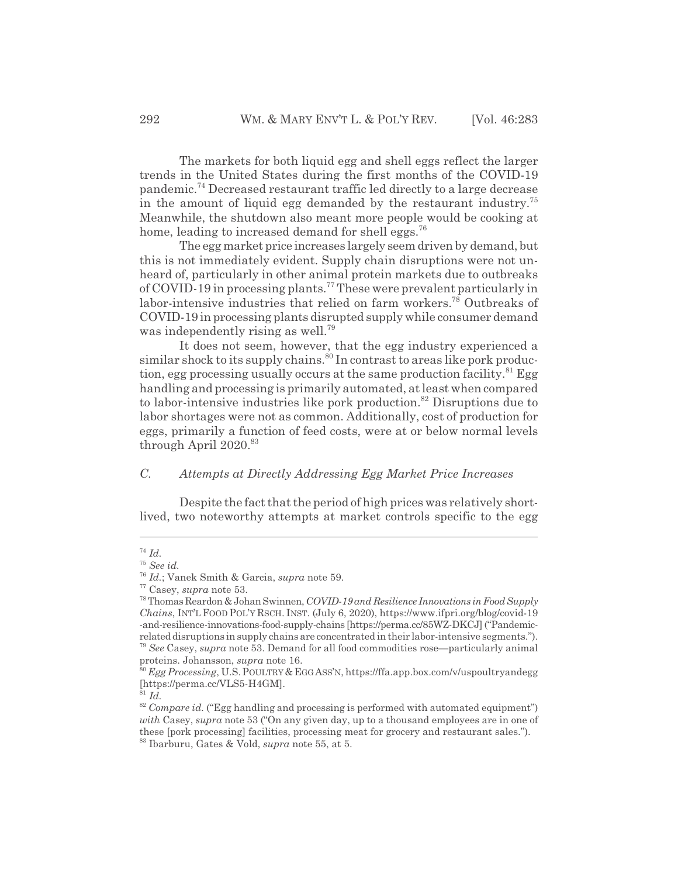The markets for both liquid egg and shell eggs reflect the larger trends in the United States during the first months of the COVID-19 pandemic.[74] Decreased restaurant traffic led directly to a large decrease in the amount of liquid egg demanded by the restaurant industry.[75] Meanwhile, the shutdown also meant more people would be cooking at home, leading to increased demand for shell eggs.[76]

The egg market price increases largely seem driven by demand, but this is not immediately evident. Supply chain disruptions were not unheard of, particularly in other animal protein markets due to outbreaks of COVID-19 in processing plants.[77] These were prevalent particularly in labor-intensive industries that relied on farm workers.[78] Outbreaks of COVID-19 in processing plants disrupted supply while consumer demand was independently rising as well.[79]

It does not seem, however, that the egg industry experienced a similar shock to its supply chains.[80] In contrast to areas like pork production, egg processing usually occurs at the same production facility.[81] Egg handling and processing is primarily automated, at least when compared to labor-intensive industries like pork production.[82] Disruptions due to labor shortages were not as common. Additionally, cost of production for eggs, primarily a function of feed costs, were at or below normal levels through April 2020.[83]

### *C. Attempts at Directly Addressing Egg Market Price Increases*

Despite the fact that the period of high prices was relatively short-lived, two noteworthy attempts at market controls specific to the egg

---

[74] *Id.*

[75] *See id.*

[76] *Id.*; Vanek Smith & Garcia, *supra* note 59.

[77] Casey, *supra* note 53.

[78] Thomas Reardon & Johan Swinnen, *COVID-19 and Resilience Innovations in Food Supply Chains*, INT'L FOOD POL'Y RSCH. INST. (July 6, 2020), https://www.ifpri.org/blog/covid-19-and-resilience-innovations-food-supply-chains [https://perma.cc/85WZ-DKCJ] ("Pandemic-related disruptions in supply chains are concentrated in their labor-intensive segments.").

[79] *See* Casey, *supra* note 53. Demand for all food commodities rose—particularly animal proteins. Johansson, *supra* note 16.

[80] *Egg Processing*, U.S. POULTRY & EGG ASS'N, https://ffa.app.box.com/v/uspoultryandegg [https://perma.cc/VLS5-H4GM].

[81] *Id.*

[82] *Compare id.* ("Egg handling and processing is performed with automated equipment") *with* Casey, *supra* note 53 ("On any given day, up to a thousand employees are in one of these [pork processing] facilities, processing meat for grocery and restaurant sales.").

[83] Ibarburu, Gates & Vold, *supra* note 55, at 5.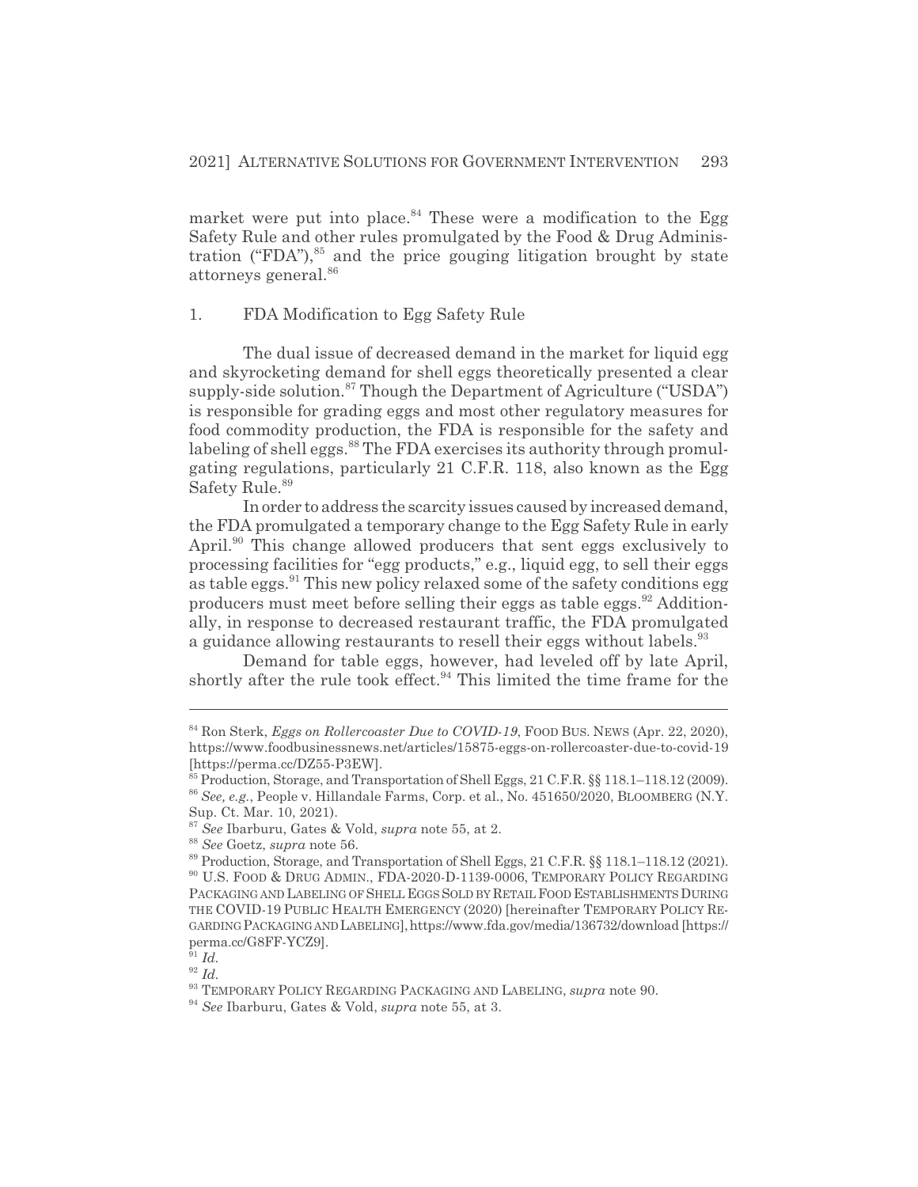market were put into place.[84] These were a modification to the Egg Safety Rule and other rules promulgated by the Food & Drug Administration ("FDA"),[85] and the price gouging litigation brought by state attorneys general.[86]

### 1. FDA Modification to Egg Safety Rule

The dual issue of decreased demand in the market for liquid egg and skyrocketing demand for shell eggs theoretically presented a clear supply-side solution.[87] Though the Department of Agriculture ("USDA") is responsible for grading eggs and most other regulatory measures for food commodity production, the FDA is responsible for the safety and labeling of shell eggs.[88] The FDA exercises its authority through promulgating regulations, particularly 21 C.F.R. 118, also known as the Egg Safety Rule.[89]

In order to address the scarcity issues caused by increased demand, the FDA promulgated a temporary change to the Egg Safety Rule in early April.[90] This change allowed producers that sent eggs exclusively to processing facilities for "egg products," e.g., liquid egg, to sell their eggs as table eggs.[91] This new policy relaxed some of the safety conditions egg producers must meet before selling their eggs as table eggs.[92] Additionally, in response to decreased restaurant traffic, the FDA promulgated a guidance allowing restaurants to resell their eggs without labels.[93]

Demand for table eggs, however, had leveled off by late April, shortly after the rule took effect.[94] This limited the time frame for the

---

[84] Ron Sterk, *Eggs on Rollercoaster Due to COVID-19*, FOOD BUS. NEWS (Apr. 22, 2020), https://www.foodbusinessnews.net/articles/15875-eggs-on-rollercoaster-due-to-covid-19 [https://perma.cc/DZ55-P3EW].

[85] Production, Storage, and Transportation of Shell Eggs, 21 C.F.R. §§ 118.1–118.12 (2009).

[86] *See, e.g.*, People v. Hillandale Farms, Corp. et al., No. 451650/2020, BLOOMBERG (N.Y. Sup. Ct. Mar. 10, 2021).

[87] *See* Ibarburu, Gates & Vold, *supra* note 55, at 2.

[88] *See* Goetz, *supra* note 56.

[89] Production, Storage, and Transportation of Shell Eggs, 21 C.F.R. §§ 118.1–118.12 (2021).

[90] U.S. FOOD & DRUG ADMIN., FDA-2020-D-1139-0006, TEMPORARY POLICY REGARDING PACKAGING AND LABELING OF SHELL EGGS SOLD BY RETAIL FOOD ESTABLISHMENTS DURING THE COVID-19 PUBLIC HEALTH EMERGENCY (2020) [hereinafter TEMPORARY POLICY REGARDING PACKAGING AND LABELING], https://www.fda.gov/media/136732/download [https://perma.cc/G8FF-YCZ9].

[91] *Id.*

[92] *Id.*

[93] TEMPORARY POLICY REGARDING PACKAGING AND LABELING, *supra* note 90.

[94] *See* Ibarburu, Gates & Vold, *supra* note 55, at 3.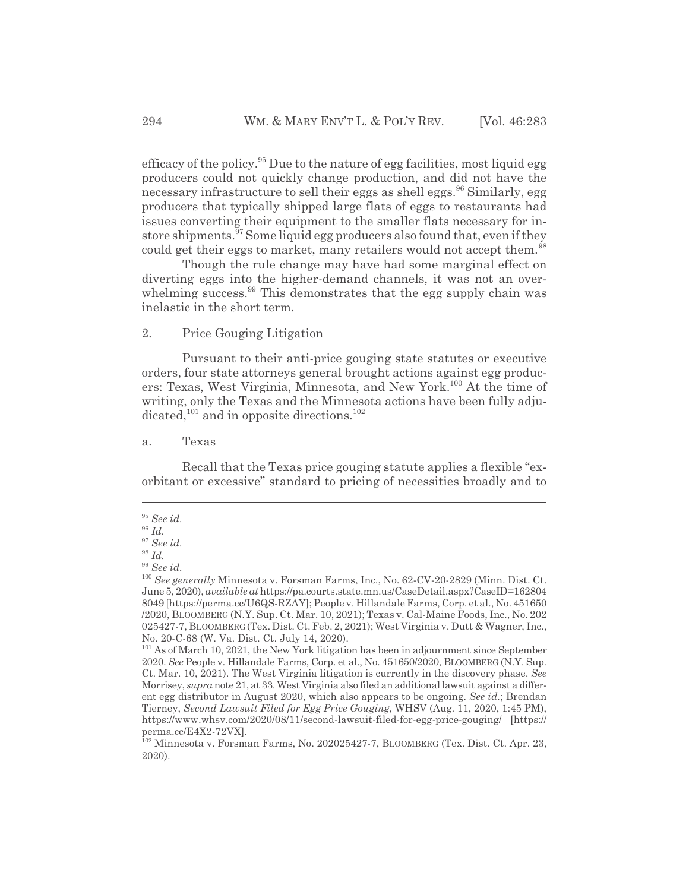efficacy of the policy.[95] Due to the nature of egg facilities, most liquid egg producers could not quickly change production, and did not have the necessary infrastructure to sell their eggs as shell eggs.[96] Similarly, egg producers that typically shipped large flats of eggs to restaurants had issues converting their equipment to the smaller flats necessary for in-store shipments.[97] Some liquid egg producers also found that, even if they could get their eggs to market, many retailers would not accept them.[98]

Though the rule change may have had some marginal effect on diverting eggs into the higher-demand channels, it was not an overwhelming success.[99] This demonstrates that the egg supply chain was inelastic in the short term.

### 2. Price Gouging Litigation

Pursuant to their anti-price gouging state statutes or executive orders, four state attorneys general brought actions against egg producers: Texas, West Virginia, Minnesota, and New York.[100] At the time of writing, only the Texas and the Minnesota actions have been fully adjudicated,[101] and in opposite directions.[102]

#### a. Texas

Recall that the Texas price gouging statute applies a flexible "exorbitant or excessive" standard to pricing of necessities broadly and to

---

[95] *See id.*

[96] *Id.*

[97] *See id.*

[98] *Id.*

[99] *See id.*

[100] *See generally* Minnesota v. Forsman Farms, Inc., No. 62-CV-20-2829 (Minn. Dist. Ct. June 5, 2020), *available at* https://pa.courts.state.mn.us/CaseDetail.aspx?CaseID=1628048049 [https://perma.cc/U6QS-RZAY]; People v. Hillandale Farms, Corp. et al., No. 451650/2020, BLOOMBERG (N.Y. Sup. Ct. Mar. 10, 2021); Texas v. Cal-Maine Foods, Inc., No. 202025427-7, BLOOMBERG (Tex. Dist. Ct. Feb. 2, 2021); West Virginia v. Dutt & Wagner, Inc., No. 20-C-68 (W. Va. Dist. Ct. July 14, 2020).

[101] As of March 10, 2021, the New York litigation has been in adjournment since September 2020. *See* People v. Hillandale Farms, Corp. et al., No. 451650/2020, BLOOMBERG (N.Y. Sup. Ct. Mar. 10, 2021). The West Virginia litigation is currently in the discovery phase. *See* Morrisey, *supra* note 21, at 33. West Virginia also filed an additional lawsuit against a different egg distributor in August 2020, which also appears to be ongoing. *See id.*; Brendan Tierney, *Second Lawsuit Filed for Egg Price Gouging*, WHSV (Aug. 11, 2020, 1:45 PM), https://www.whsv.com/2020/08/11/second-lawsuit-filed-for-egg-price-gouging/ [https://perma.cc/E4X2-72VX].

[102] Minnesota v. Forsman Farms, No. 202025427-7, BLOOMBERG (Tex. Dist. Ct. Apr. 23, 2020).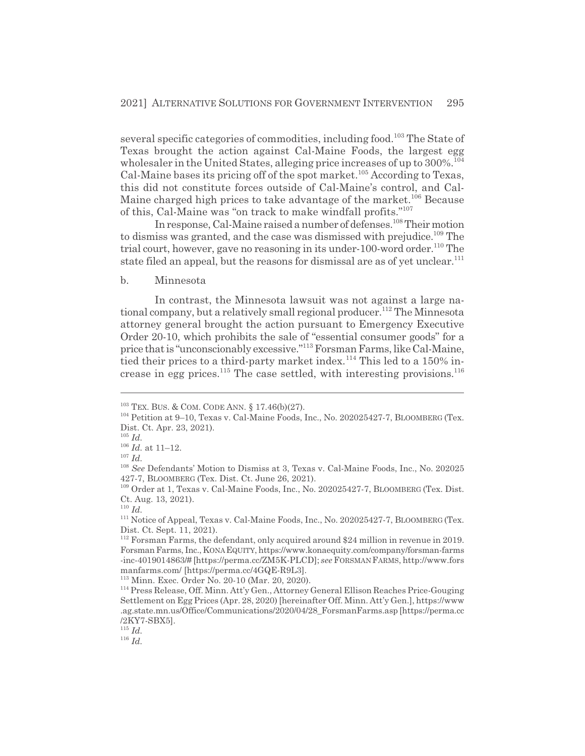several specific categories of commodities, including food.[103] The State of Texas brought the action against Cal-Maine Foods, the largest egg wholesaler in the United States, alleging price increases of up to 300%.[104] Cal-Maine bases its pricing off of the spot market.[105] According to Texas, this did not constitute forces outside of Cal-Maine's control, and Cal-Maine charged high prices to take advantage of the market.[106] Because of this, Cal-Maine was "on track to make windfall profits."[107]

In response, Cal-Maine raised a number of defenses.[108] Their motion to dismiss was granted, and the case was dismissed with prejudice.[109] The trial court, however, gave no reasoning in its under-100-word order.[110] The state filed an appeal, but the reasons for dismissal are as of yet unclear.[111]

b. Minnesota

In contrast, the Minnesota lawsuit was not against a large national company, but a relatively small regional producer.[112] The Minnesota attorney general brought the action pursuant to Emergency Executive Order 20-10, which prohibits the sale of "essential consumer goods" for a price that is "unconscionably excessive."[113] Forsman Farms, like Cal-Maine, tied their prices to a third-party market index.[114] This led to a 150% increase in egg prices.[115] The case settled, with interesting provisions.[116]

---

[103] TEX. BUS. & COM. CODE ANN. § 17.46(b)(27).

[104] Petition at 9–10, Texas v. Cal-Maine Foods, Inc., No. 202025427-7, BLOOMBERG (Tex. Dist. Ct. Apr. 23, 2021).

[105] *Id.*

[106] *Id.* at 11–12.

[107] *Id.*

[108] *See* Defendants' Motion to Dismiss at 3, Texas v. Cal-Maine Foods, Inc., No. 202025 427-7, BLOOMBERG (Tex. Dist. Ct. June 26, 2021).

[109] Order at 1, Texas v. Cal-Maine Foods, Inc., No. 202025427-7, BLOOMBERG (Tex. Dist. Ct. Aug. 13, 2021).

[110] *Id.*

[111] Notice of Appeal, Texas v. Cal-Maine Foods, Inc., No. 202025427-7, BLOOMBERG (Tex. Dist. Ct. Sept. 11, 2021).

[112] Forsman Farms, the defendant, only acquired around $24 million in revenue in 2019. Forsman Farms, Inc., KONA EQUITY, https://www.konaequity.com/company/forsman-farms-inc-4019014863/# [https://perma.cc/ZM5K-PLCD]; *see* FORSMAN FARMS, http://www.forsmanfarms.com/ [https://perma.cc/4GQE-R9L3].

[113] Minn. Exec. Order No. 20-10 (Mar. 20, 2020).

[114] Press Release, Off. Minn. Att'y Gen., Attorney General Ellison Reaches Price-Gouging Settlement on Egg Prices (Apr. 28, 2020) [hereinafter Off. Minn. Att'y Gen.], https://www.ag.state.mn.us/Office/Communications/2020/04/28_ForsmanFarms.asp [https://perma.cc/2KY7-SBX5].

[115] *Id.*

[116] *Id.*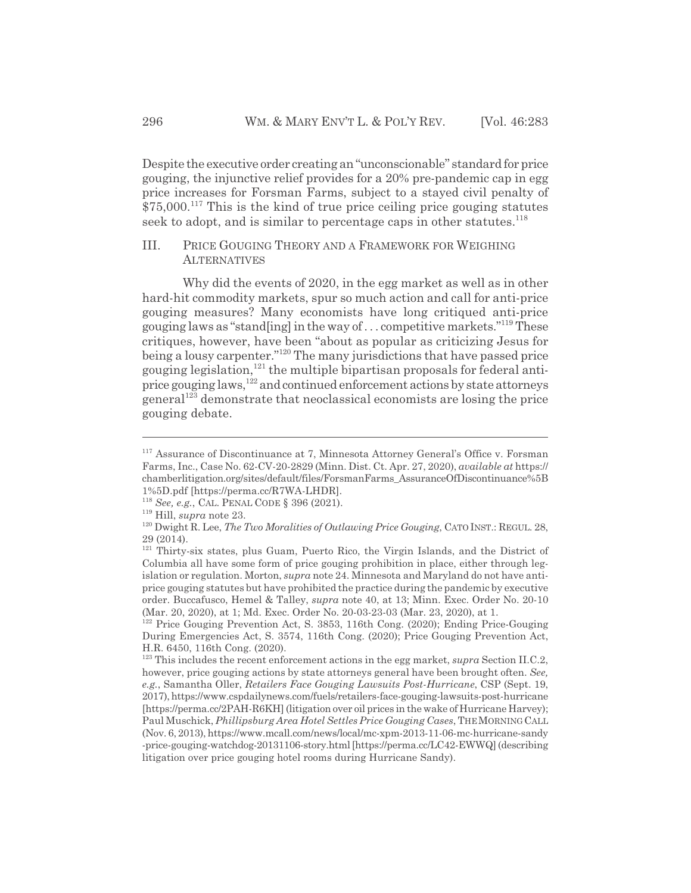Despite the executive order creating an "unconscionable" standard for price gouging, the injunctive relief provides for a 20% pre-pandemic cap in egg price increases for Forsman Farms, subject to a stayed civil penalty of $75,000.[117] This is the kind of true price ceiling price gouging statutes seek to adopt, and is similar to percentage caps in other statutes.[118]

## III. Price Gouging Theory and a Framework for Weighing Alternatives

Why did the events of 2020, in the egg market as well as in other hard-hit commodity markets, spur so much action and call for anti-price gouging measures? Many economists have long critiqued anti-price gouging laws as "stand[ing] in the way of . . . competitive markets."[119] These critiques, however, have been "about as popular as criticizing Jesus for being a lousy carpenter."[120] The many jurisdictions that have passed price gouging legislation,[121] the multiple bipartisan proposals for federal anti-price gouging laws,[122] and continued enforcement actions by state attorneys general[123] demonstrate that neoclassical economists are losing the price gouging debate.

---

[117] Assurance of Discontinuance at 7, Minnesota Attorney General's Office v. Forsman Farms, Inc., Case No. 62-CV-20-2829 (Minn. Dist. Ct. Apr. 27, 2020), *available at* https://chamberlitigation.org/sites/default/files/ForsmanFarms_AssuranceOfDiscontinuance%5B1%5D.pdf [https://perma.cc/R7WA-LHDR].

[118] *See, e.g.*, Cal. Penal Code § 396 (2021).

[119] Hill, *supra* note 23.

[120] Dwight R. Lee, *The Two Moralities of Outlawing Price Gouging*, Cato Inst.: Regul. 28, 29 (2014).

[121] Thirty-six states, plus Guam, Puerto Rico, the Virgin Islands, and the District of Columbia all have some form of price gouging prohibition in place, either through legislation or regulation. Morton, *supra* note 24. Minnesota and Maryland do not have anti-price gouging statutes but have prohibited the practice during the pandemic by executive order. Buccafusco, Hemel & Talley, *supra* note 40, at 13; Minn. Exec. Order No. 20-10 (Mar. 20, 2020), at 1; Md. Exec. Order No. 20-03-23-03 (Mar. 23, 2020), at 1.

[122] Price Gouging Prevention Act, S. 3853, 116th Cong. (2020); Ending Price-Gouging During Emergencies Act, S. 3574, 116th Cong. (2020); Price Gouging Prevention Act, H.R. 6450, 116th Cong. (2020).

[123] This includes the recent enforcement actions in the egg market, *supra* Section II.C.2, however, price gouging actions by state attorneys general have been brought often. *See, e.g.*, Samantha Oller, *Retailers Face Gouging Lawsuits Post-Hurricane*, CSP (Sept. 19, 2017), https://www.cspdailynews.com/fuels/retailers-face-gouging-lawsuits-post-hurricane [https://perma.cc/2PAH-R6KH] (litigation over oil prices in the wake of Hurricane Harvey); Paul Muschick, *Phillipsburg Area Hotel Settles Price Gouging Cases*, The Morning Call (Nov. 6, 2013), https://www.mcall.com/news/local/mc-xpm-2013-11-06-mc-hurricane-sandy-price-gouging-watchdog-20131106-story.html [https://perma.cc/LC42-EWWQ] (describing litigation over price gouging hotel rooms during Hurricane Sandy).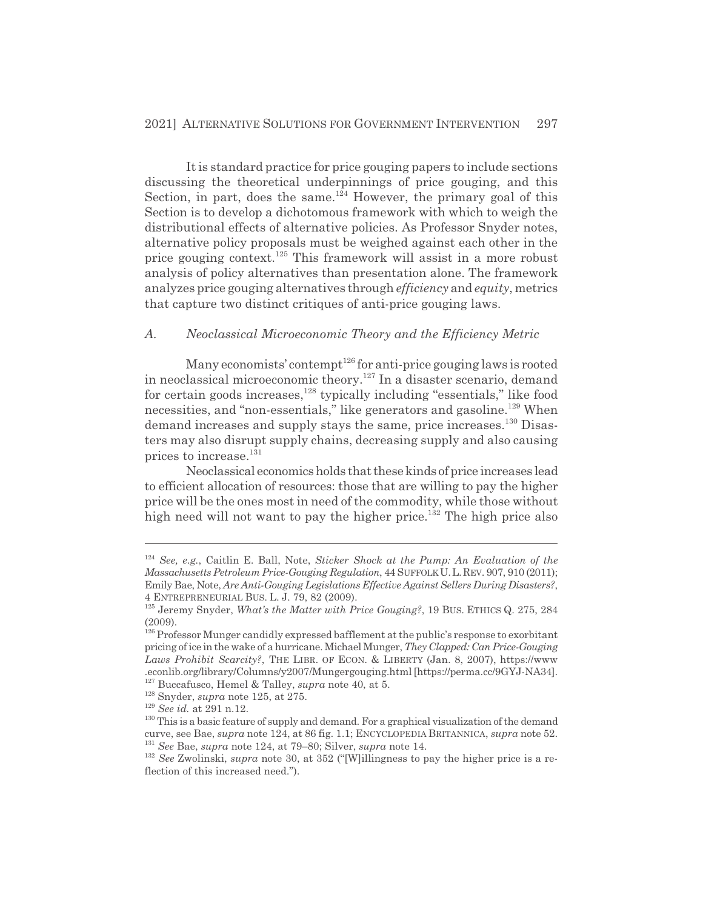It is standard practice for price gouging papers to include sections discussing the theoretical underpinnings of price gouging, and this Section, in part, does the same.[124] However, the primary goal of this Section is to develop a dichotomous framework with which to weigh the distributional effects of alternative policies. As Professor Snyder notes, alternative policy proposals must be weighed against each other in the price gouging context.[125] This framework will assist in a more robust analysis of policy alternatives than presentation alone. The framework analyzes price gouging alternatives through *efficiency* and *equity*, metrics that capture two distinct critiques of anti-price gouging laws.

### *A. Neoclassical Microeconomic Theory and the Efficiency Metric*

Many economists' contempt[126] for anti-price gouging laws is rooted in neoclassical microeconomic theory.[127] In a disaster scenario, demand for certain goods increases,[128] typically including "essentials," like food necessities, and "non-essentials," like generators and gasoline.[129] When demand increases and supply stays the same, price increases.[130] Disasters may also disrupt supply chains, decreasing supply and also causing prices to increase.[131]

Neoclassical economics holds that these kinds of price increases lead to efficient allocation of resources: those that are willing to pay the higher price will be the ones most in need of the commodity, while those without high need will not want to pay the higher price.[132] The high price also

---

[124] *See, e.g.*, Caitlin E. Ball, Note, *Sticker Shock at the Pump: An Evaluation of the Massachusetts Petroleum Price-Gouging Regulation*, 44 SUFFOLK U. L. REV. 907, 910 (2011); Emily Bae, Note, *Are Anti-Gouging Legislations Effective Against Sellers During Disasters?*, 4 ENTREPRENEURIAL BUS. L. J. 79, 82 (2009).

[125] Jeremy Snyder, *What's the Matter with Price Gouging?*, 19 BUS. ETHICS Q. 275, 284 (2009).

[126] Professor Munger candidly expressed bafflement at the public's response to exorbitant pricing of ice in the wake of a hurricane. Michael Munger, *They Clapped: Can Price-Gouging Laws Prohibit Scarcity?*, THE LIBR. OF ECON. & LIBERTY (Jan. 8, 2007), https://www.econlib.org/library/Columns/y2007/Mungergouging.html [https://perma.cc/9GYJ-NA34].

[127] Buccafusco, Hemel & Talley, *supra* note 40, at 5.

[128] Snyder, *supra* note 125, at 275.

[129] *See id.* at 291 n.12.

[130] This is a basic feature of supply and demand. For a graphical visualization of the demand curve, see Bae, *supra* note 124, at 86 fig. 1.1; ENCYCLOPEDIA BRITANNICA, *supra* note 52.

[131] *See* Bae, *supra* note 124, at 79–80; Silver, *supra* note 14.

[132] *See* Zwolinski, *supra* note 30, at 352 ("[W]illingness to pay the higher price is a reflection of this increased need.").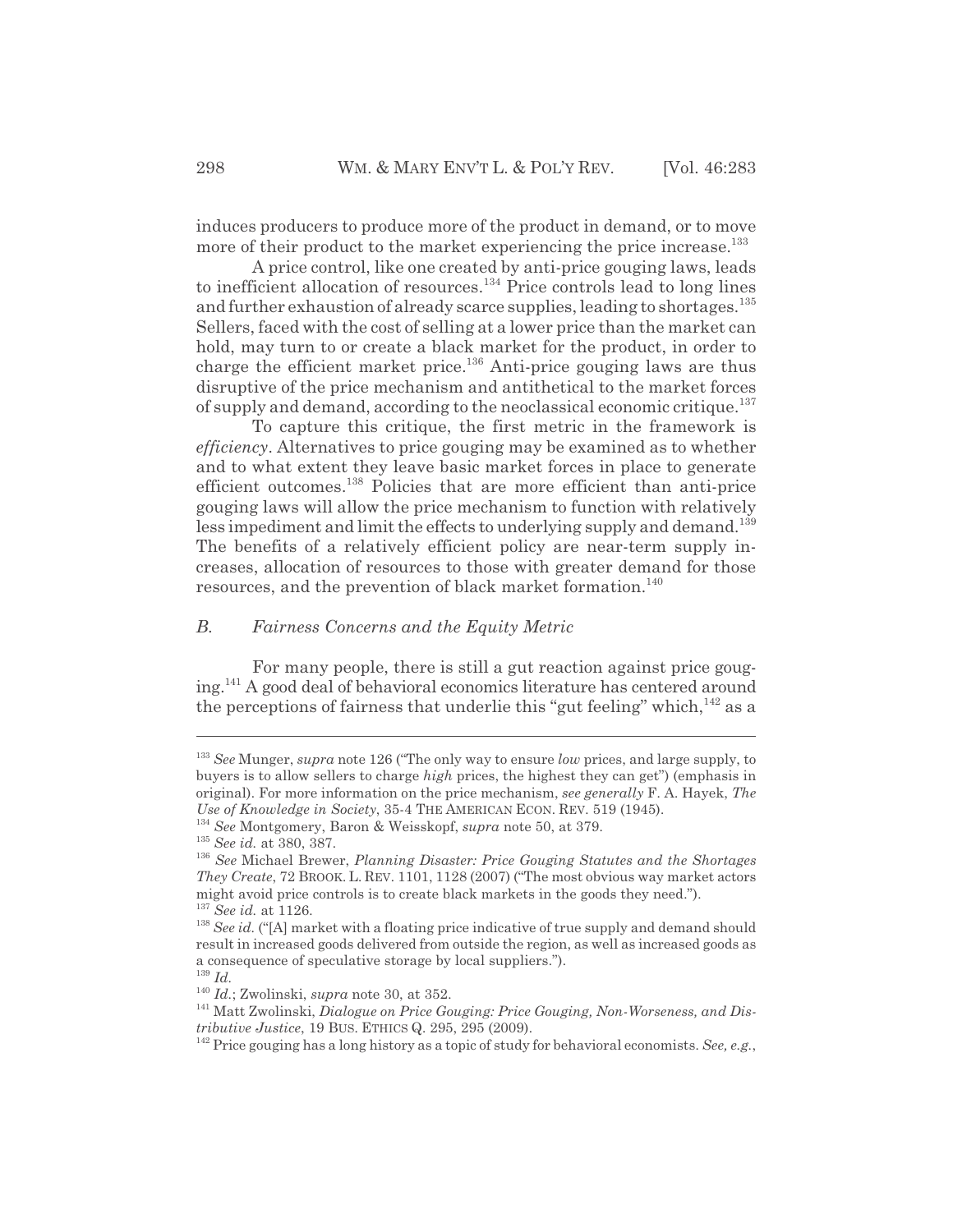induces producers to produce more of the product in demand, or to move more of their product to the market experiencing the price increase.[133]

A price control, like one created by anti-price gouging laws, leads to inefficient allocation of resources.[134] Price controls lead to long lines and further exhaustion of already scarce supplies, leading to shortages.[135] Sellers, faced with the cost of selling at a lower price than the market can hold, may turn to or create a black market for the product, in order to charge the efficient market price.[136] Anti-price gouging laws are thus disruptive of the price mechanism and antithetical to the market forces of supply and demand, according to the neoclassical economic critique.[137]

To capture this critique, the first metric in the framework is *efficiency*. Alternatives to price gouging may be examined as to whether and to what extent they leave basic market forces in place to generate efficient outcomes.[138] Policies that are more efficient than anti-price gouging laws will allow the price mechanism to function with relatively less impediment and limit the effects to underlying supply and demand.[139] The benefits of a relatively efficient policy are near-term supply increases, allocation of resources to those with greater demand for those resources, and the prevention of black market formation.[140]

### *B. Fairness Concerns and the Equity Metric*

For many people, there is still a gut reaction against price gouging.[141] A good deal of behavioral economics literature has centered around the perceptions of fairness that underlie this "gut feeling" which,[142] as a

---

[133] *See* Munger, *supra* note 126 ("The only way to ensure *low* prices, and large supply, to buyers is to allow sellers to charge *high* prices, the highest they can get") (emphasis in original). For more information on the price mechanism, *see generally* F. A. Hayek, *The Use of Knowledge in Society*, 35-4 THE AMERICAN ECON. REV. 519 (1945).

[134] *See* Montgomery, Baron & Weisskopf, *supra* note 50, at 379.

[135] *See id.* at 380, 387.

[136] *See* Michael Brewer, *Planning Disaster: Price Gouging Statutes and the Shortages They Create*, 72 BROOK. L. REV. 1101, 1128 (2007) ("The most obvious way market actors might avoid price controls is to create black markets in the goods they need.").

[137] *See id.* at 1126.

[138] *See id.* ("[A] market with a floating price indicative of true supply and demand should result in increased goods delivered from outside the region, as well as increased goods as a consequence of speculative storage by local suppliers.").

[139] *Id.*

[140] *Id.*; Zwolinski, *supra* note 30, at 352.

[141] Matt Zwolinski, *Dialogue on Price Gouging: Price Gouging, Non-Worseness, and Distributive Justice*, 19 BUS. ETHICS Q. 295, 295 (2009).

[142] Price gouging has a long history as a topic of study for behavioral economists. *See, e.g.*,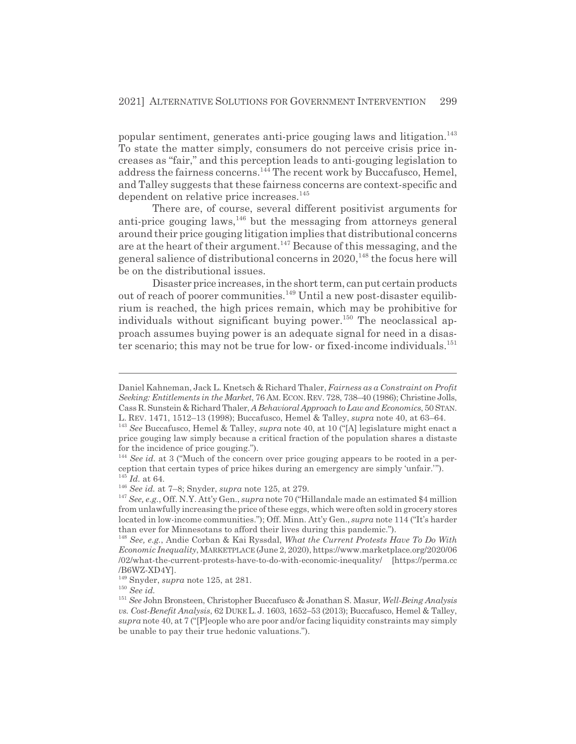popular sentiment, generates anti-price gouging laws and litigation.[143] To state the matter simply, consumers do not perceive crisis price increases as "fair," and this perception leads to anti-gouging legislation to address the fairness concerns.[144] The recent work by Buccafusco, Hemel, and Talley suggests that these fairness concerns are context-specific and dependent on relative price increases.[145]

There are, of course, several different positivist arguments for anti-price gouging laws,[146] but the messaging from attorneys general around their price gouging litigation implies that distributional concerns are at the heart of their argument.[147] Because of this messaging, and the general salience of distributional concerns in 2020,[148] the focus here will be on the distributional issues.

Disaster price increases, in the short term, can put certain products out of reach of poorer communities.[149] Until a new post-disaster equilibrium is reached, the high prices remain, which may be prohibitive for individuals without significant buying power.[150] The neoclassical approach assumes buying power is an adequate signal for need in a disaster scenario; this may not be true for low- or fixed-income individuals.[151]

---

Daniel Kahneman, Jack L. Knetsch & Richard Thaler, *Fairness as a Constraint on Profit Seeking: Entitlements in the Market*, 76 AM. ECON. REV. 728, 738–40 (1986); Christine Jolls, Cass R. Sunstein & Richard Thaler, *A Behavioral Approach to Law and Economics*, 50 STAN. L. REV. 1471, 1512–13 (1998); Buccafusco, Hemel & Talley, *supra* note 40, at 63–64.

[143] *See* Buccafusco, Hemel & Talley, *supra* note 40, at 10 ("[A] legislature might enact a price gouging law simply because a critical fraction of the population shares a distaste for the incidence of price gouging.").

[144] *See id.* at 3 ("Much of the concern over price gouging appears to be rooted in a perception that certain types of price hikes during an emergency are simply 'unfair.'").

[145] *Id.* at 64.

[146] *See id.* at 7–8; Snyder, *supra* note 125, at 279.

[147] *See, e.g.*, Off. N.Y. Att'y Gen., *supra* note 70 ("Hillandale made an estimated $4 million from unlawfully increasing the price of these eggs, which were often sold in grocery stores located in low-income communities."); Off. Minn. Att'y Gen., *supra* note 114 ("It's harder than ever for Minnesotans to afford their lives during this pandemic.").

[148] *See, e.g.*, Andie Corban & Kai Ryssdal, *What the Current Protests Have To Do With Economic Inequality*, MARKETPLACE (June 2, 2020), https://www.marketplace.org/2020/06/02/what-the-current-protests-have-to-do-with-economic-inequality/ [https://perma.cc/B6WZ-XD4Y].

[149] Snyder, *supra* note 125, at 281.

[150] *See id.*

[151] *See* John Bronsteen, Christopher Buccafusco & Jonathan S. Masur, *Well-Being Analysis vs. Cost-Benefit Analysis*, 62 DUKE L. J. 1603, 1652–53 (2013); Buccafusco, Hemel & Talley, *supra* note 40, at 7 ("[P]eople who are poor and/or facing liquidity constraints may simply be unable to pay their true hedonic valuations.").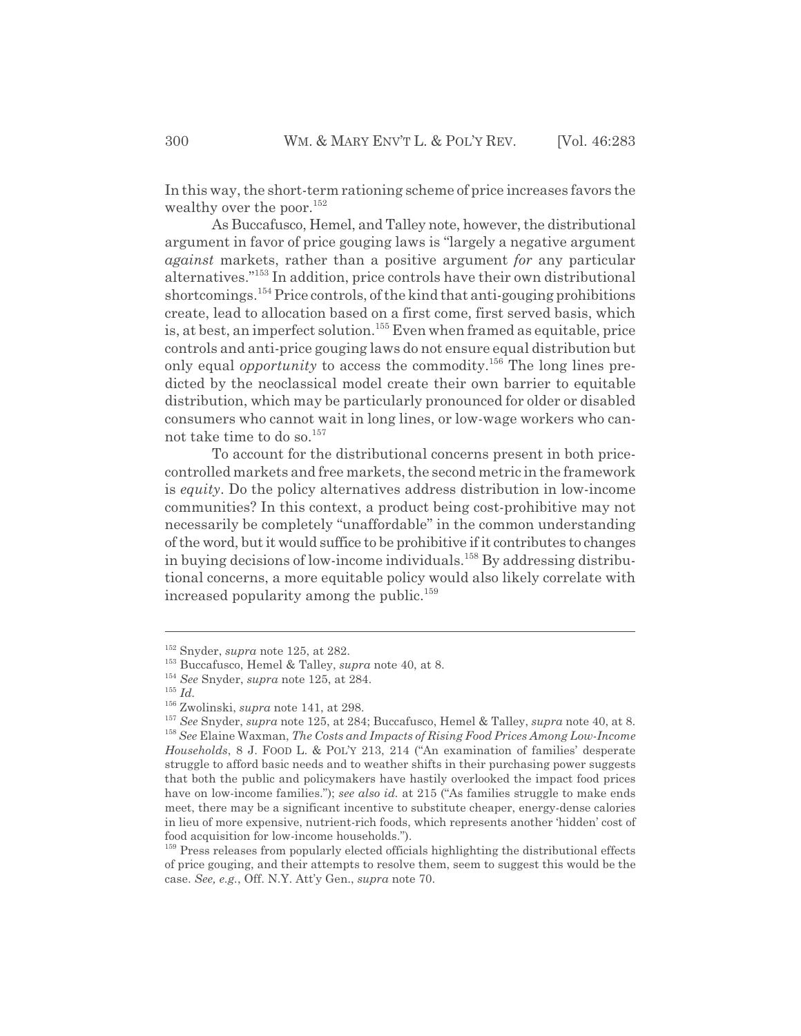In this way, the short-term rationing scheme of price increases favors the wealthy over the poor.[152]

As Buccafusco, Hemel, and Talley note, however, the distributional argument in favor of price gouging laws is "largely a negative argument *against* markets, rather than a positive argument *for* any particular alternatives."[153] In addition, price controls have their own distributional shortcomings.[154] Price controls, of the kind that anti-gouging prohibitions create, lead to allocation based on a first come, first served basis, which is, at best, an imperfect solution.[155] Even when framed as equitable, price controls and anti-price gouging laws do not ensure equal distribution but only equal *opportunity* to access the commodity.[156] The long lines predicted by the neoclassical model create their own barrier to equitable distribution, which may be particularly pronounced for older or disabled consumers who cannot wait in long lines, or low-wage workers who cannot take time to do so.[157]

To account for the distributional concerns present in both price-controlled markets and free markets, the second metric in the framework is *equity*. Do the policy alternatives address distribution in low-income communities? In this context, a product being cost-prohibitive may not necessarily be completely "unaffordable" in the common understanding of the word, but it would suffice to be prohibitive if it contributes to changes in buying decisions of low-income individuals.[158] By addressing distributional concerns, a more equitable policy would also likely correlate with increased popularity among the public.[159]

---

[152] Snyder, *supra* note 125, at 282.

[153] Buccafusco, Hemel & Talley, *supra* note 40, at 8.

[154] *See* Snyder, *supra* note 125, at 284.

[155] *Id.*

[156] Zwolinski, *supra* note 141, at 298.

[157] *See* Snyder, *supra* note 125, at 284; Buccafusco, Hemel & Talley, *supra* note 40, at 8.

[158] *See* Elaine Waxman, *The Costs and Impacts of Rising Food Prices Among Low-Income Households*, 8 J. FOOD L. & POL'Y 213, 214 ("An examination of families' desperate struggle to afford basic needs and to weather shifts in their purchasing power suggests that both the public and policymakers have hastily overlooked the impact food prices have on low-income families."); *see also id.* at 215 ("As families struggle to make ends meet, there may be a significant incentive to substitute cheaper, energy-dense calories in lieu of more expensive, nutrient-rich foods, which represents another 'hidden' cost of food acquisition for low-income households.").

[159] Press releases from popularly elected officials highlighting the distributional effects of price gouging, and their attempts to resolve them, seem to suggest this would be the case. *See, e.g.*, Off. N.Y. Att'y Gen., *supra* note 70.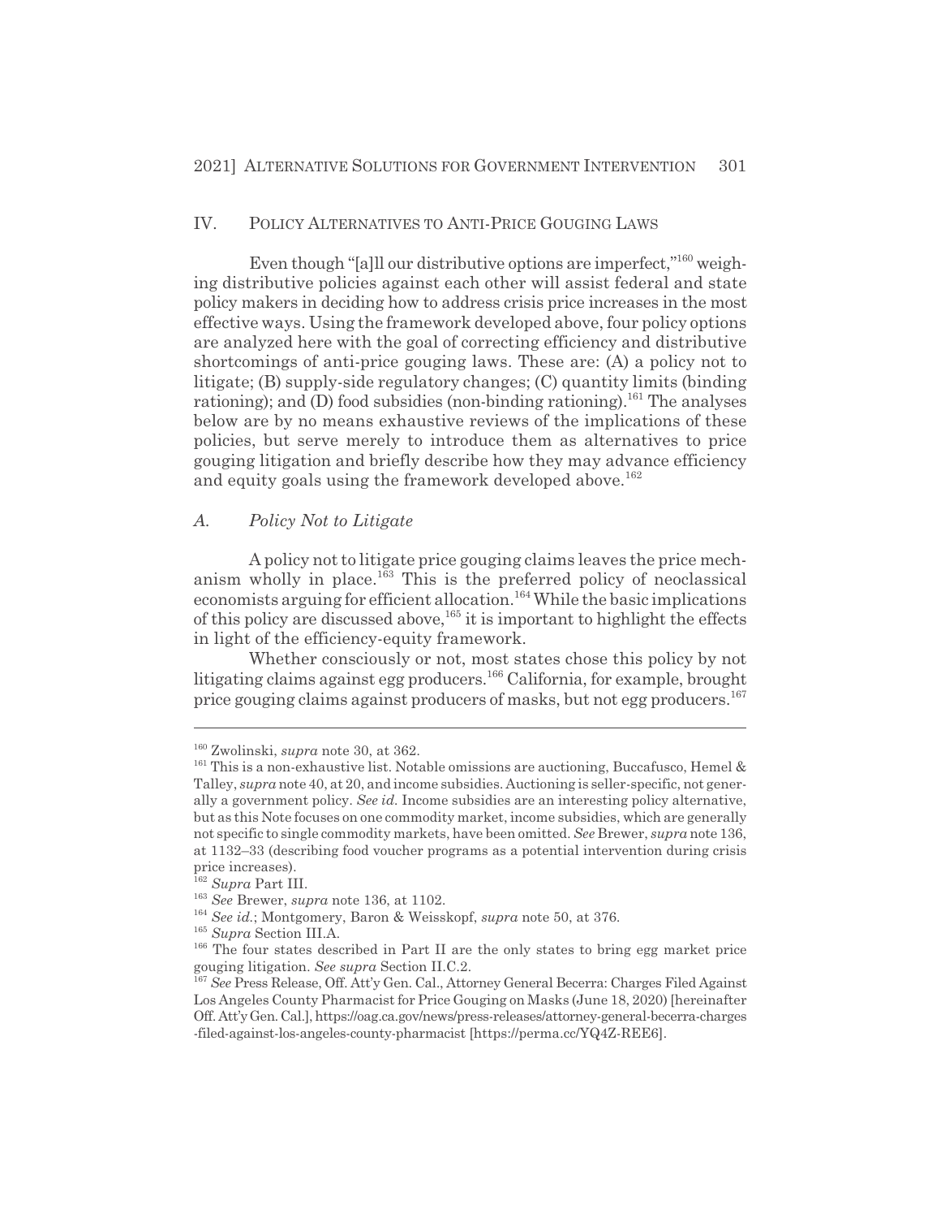## IV. Policy Alternatives to Anti-Price Gouging Laws

Even though "[a]ll our distributive options are imperfect,"[160] weighing distributive policies against each other will assist federal and state policy makers in deciding how to address crisis price increases in the most effective ways. Using the framework developed above, four policy options are analyzed here with the goal of correcting efficiency and distributive shortcomings of anti-price gouging laws. These are: (A) a policy not to litigate; (B) supply-side regulatory changes; (C) quantity limits (binding rationing); and (D) food subsidies (non-binding rationing).[161] The analyses below are by no means exhaustive reviews of the implications of these policies, but serve merely to introduce them as alternatives to price gouging litigation and briefly describe how they may advance efficiency and equity goals using the framework developed above.[162]

### *A. Policy Not to Litigate*

A policy not to litigate price gouging claims leaves the price mechanism wholly in place.[163] This is the preferred policy of neoclassical economists arguing for efficient allocation.[164] While the basic implications of this policy are discussed above,[165] it is important to highlight the effects in light of the efficiency-equity framework.

Whether consciously or not, most states chose this policy by not litigating claims against egg producers.[166] California, for example, brought price gouging claims against producers of masks, but not egg producers.[167]

---

[160] Zwolinski, *supra* note 30, at 362.

[161] This is a non-exhaustive list. Notable omissions are auctioning, Buccafusco, Hemel & Talley, *supra* note 40, at 20, and income subsidies. Auctioning is seller-specific, not generally a government policy. *See id.* Income subsidies are an interesting policy alternative, but as this Note focuses on one commodity market, income subsidies, which are generally not specific to single commodity markets, have been omitted. *See* Brewer, *supra* note 136, at 1132–33 (describing food voucher programs as a potential intervention during crisis price increases).

[162] *Supra* Part III.

[163] *See* Brewer, *supra* note 136, at 1102.

[164] *See id.*; Montgomery, Baron & Weisskopf, *supra* note 50, at 376.

[165] *Supra* Section III.A.

[166] The four states described in Part II are the only states to bring egg market price gouging litigation. *See supra* Section II.C.2.

[167] *See* Press Release, Off. Att'y Gen. Cal., Attorney General Becerra: Charges Filed Against Los Angeles County Pharmacist for Price Gouging on Masks (June 18, 2020) [hereinafter Off. Att'y Gen. Cal.], https://oag.ca.gov/news/press-releases/attorney-general-becerra-charges-filed-against-los-angeles-county-pharmacist [https://perma.cc/YQ4Z-REE6].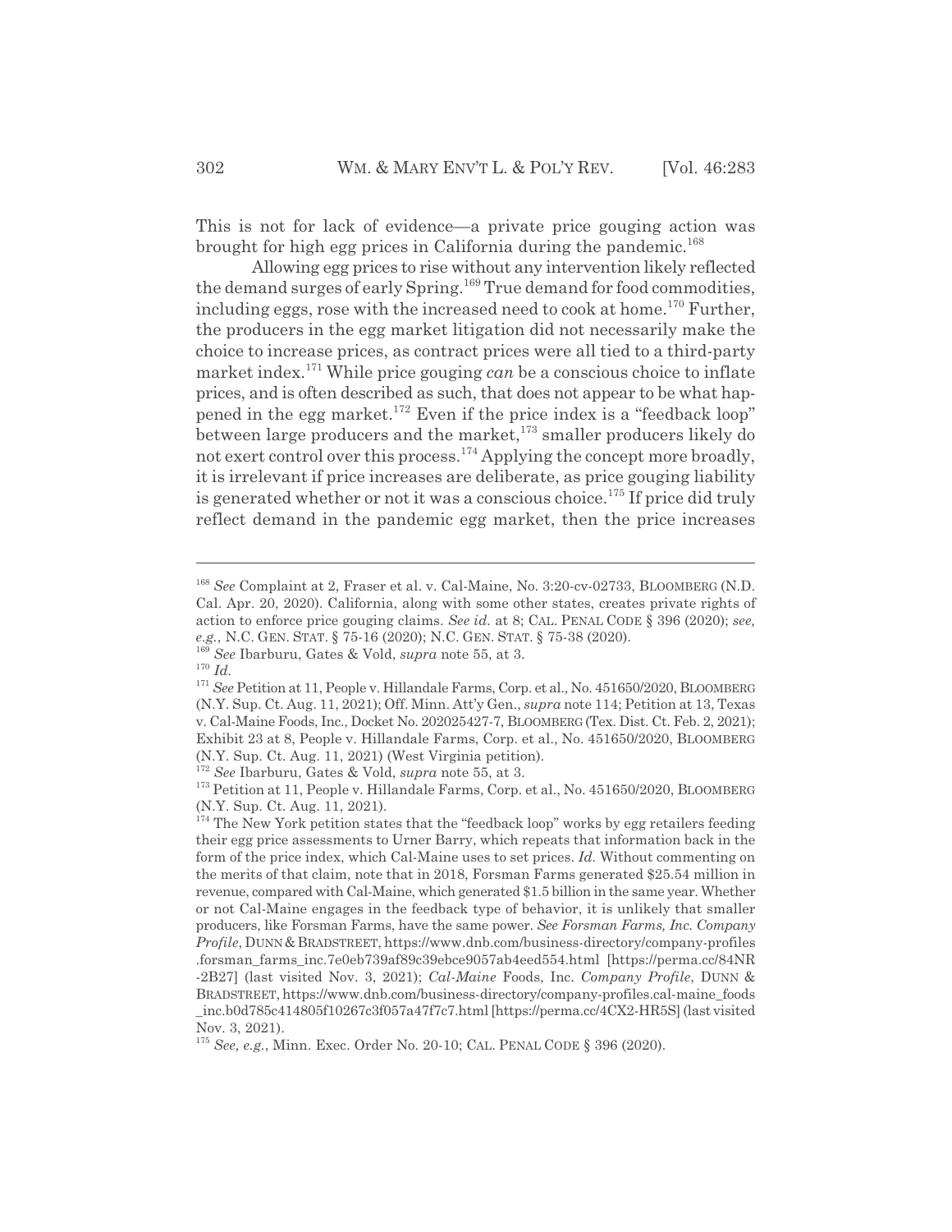This is not for lack of evidence—a private price gouging action was brought for high egg prices in California during the pandemic.[168]

Allowing egg prices to rise without any intervention likely reflected the demand surges of early Spring.[169] True demand for food commodities, including eggs, rose with the increased need to cook at home.[170] Further, the producers in the egg market litigation did not necessarily make the choice to increase prices, as contract prices were all tied to a third-party market index.[171] While price gouging *can* be a conscious choice to inflate prices, and is often described as such, that does not appear to be what happened in the egg market.[172] Even if the price index is a "feedback loop" between large producers and the market,[173] smaller producers likely do not exert control over this process.[174] Applying the concept more broadly, it is irrelevant if price increases are deliberate, as price gouging liability is generated whether or not it was a conscious choice.[175] If price did truly reflect demand in the pandemic egg market, then the price increases

---

[168] *See* Complaint at 2, Fraser et al. v. Cal-Maine, No. 3:20-cv-02733, BLOOMBERG (N.D. Cal. Apr. 20, 2020). California, along with some other states, creates private rights of action to enforce price gouging claims. *See id.* at 8; CAL. PENAL CODE § 396 (2020); *see, e.g.*, N.C. GEN. STAT. § 75-16 (2020); N.C. GEN. STAT. § 75-38 (2020).

[169] *See* Ibarburu, Gates & Vold, *supra* note 55, at 3.

[170] *Id.*

[171] *See* Petition at 11, People v. Hillandale Farms, Corp. et al., No. 451650/2020, BLOOMBERG (N.Y. Sup. Ct. Aug. 11, 2021); Off. Minn. Att'y Gen., *supra* note 114; Petition at 13, Texas v. Cal-Maine Foods, Inc., Docket No. 202025427-7, BLOOMBERG (Tex. Dist. Ct. Feb. 2, 2021); Exhibit 23 at 8, People v. Hillandale Farms, Corp. et al., No. 451650/2020, BLOOMBERG (N.Y. Sup. Ct. Aug. 11, 2021) (West Virginia petition).

[172] *See* Ibarburu, Gates & Vold, *supra* note 55, at 3.

[173] Petition at 11, People v. Hillandale Farms, Corp. et al., No. 451650/2020, BLOOMBERG (N.Y. Sup. Ct. Aug. 11, 2021).

[174] The New York petition states that the "feedback loop" works by egg retailers feeding their egg price assessments to Urner Barry, which repeats that information back in the form of the price index, which Cal-Maine uses to set prices. *Id.* Without commenting on the merits of that claim, note that in 2018, Forsman Farms generated $25.54 million in revenue, compared with Cal-Maine, which generated $1.5 billion in the same year. Whether or not Cal-Maine engages in the feedback type of behavior, it is unlikely that smaller producers, like Forsman Farms, have the same power. *See Forsman Farms, Inc. Company Profile*, DUNN & BRADSTREET, https://www.dnb.com/business-directory/company-profiles.forsman_farms_inc.7e0eb739af89c39ebce9057ab4eed554.html [https://perma.cc/84NR-2B27] (last visited Nov. 3, 2021); *Cal-Maine* Foods, Inc. *Company Profile*, DUNN & BRADSTREET, https://www.dnb.com/business-directory/company-profiles.cal-maine_foods_inc.b0d785c414805f10267c3f057a47f7c7.html [https://perma.cc/4CX2-HR5S] (last visited Nov. 3, 2021).

[175] *See, e.g.*, Minn. Exec. Order No. 20-10; CAL. PENAL CODE § 396 (2020).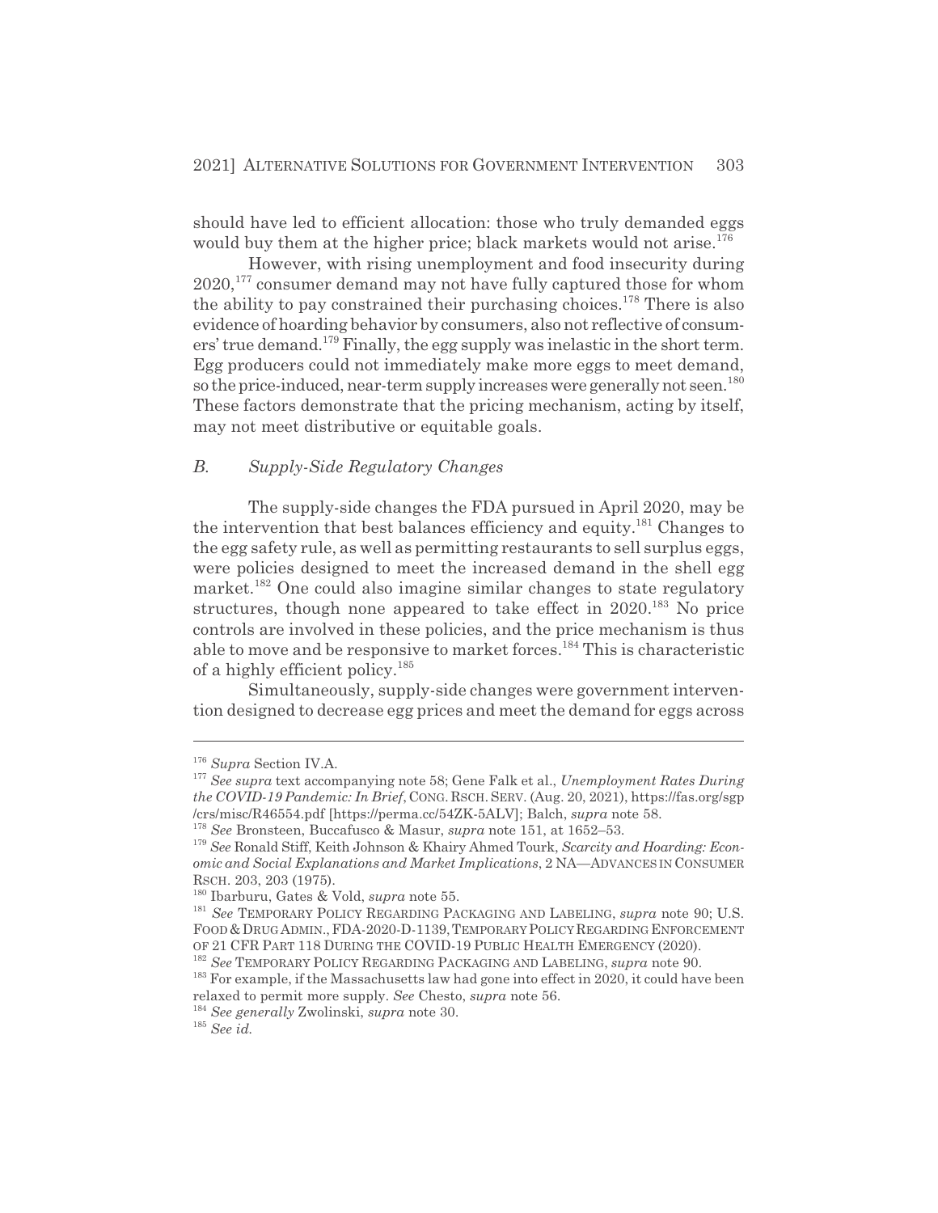should have led to efficient allocation: those who truly demanded eggs would buy them at the higher price; black markets would not arise.[176]

However, with rising unemployment and food insecurity during 2020,[177] consumer demand may not have fully captured those for whom the ability to pay constrained their purchasing choices.[178] There is also evidence of hoarding behavior by consumers, also not reflective of consumers' true demand.[179] Finally, the egg supply was inelastic in the short term. Egg producers could not immediately make more eggs to meet demand, so the price-induced, near-term supply increases were generally not seen.[180] These factors demonstrate that the pricing mechanism, acting by itself, may not meet distributive or equitable goals.

### *B. Supply-Side Regulatory Changes*

The supply-side changes the FDA pursued in April 2020, may be the intervention that best balances efficiency and equity.[181] Changes to the egg safety rule, as well as permitting restaurants to sell surplus eggs, were policies designed to meet the increased demand in the shell egg market.[182] One could also imagine similar changes to state regulatory structures, though none appeared to take effect in 2020.[183] No price controls are involved in these policies, and the price mechanism is thus able to move and be responsive to market forces.[184] This is characteristic of a highly efficient policy.[185]

Simultaneously, supply-side changes were government intervention designed to decrease egg prices and meet the demand for eggs across

---

[176] *Supra* Section IV.A.

[177] *See supra* text accompanying note 58; Gene Falk et al., *Unemployment Rates During the COVID-19 Pandemic: In Brief*, CONG. RSCH. SERV. (Aug. 20, 2021), https://fas.org/sgp/crs/misc/R46554.pdf [https://perma.cc/54ZK-5ALV]; Balch, *supra* note 58.

[178] *See* Bronsteen, Buccafusco & Masur, *supra* note 151, at 1652–53.

[179] *See* Ronald Stiff, Keith Johnson & Khairy Ahmed Tourk, *Scarcity and Hoarding: Economic and Social Explanations and Market Implications*, 2 NA—ADVANCES IN CONSUMER RSCH. 203, 203 (1975).

[180] Ibarburu, Gates & Vold, *supra* note 55.

[181] *See* TEMPORARY POLICY REGARDING PACKAGING AND LABELING, *supra* note 90; U.S. FOOD & DRUG ADMIN., FDA-2020-D-1139, TEMPORARY POLICY REGARDING ENFORCEMENT OF 21 CFR PART 118 DURING THE COVID-19 PUBLIC HEALTH EMERGENCY (2020).

[182] *See* TEMPORARY POLICY REGARDING PACKAGING AND LABELING, *supra* note 90.

[183] For example, if the Massachusetts law had gone into effect in 2020, it could have been relaxed to permit more supply. *See* Chesto, *supra* note 56.

[184] *See generally* Zwolinski, *supra* note 30.

[185] *See id.*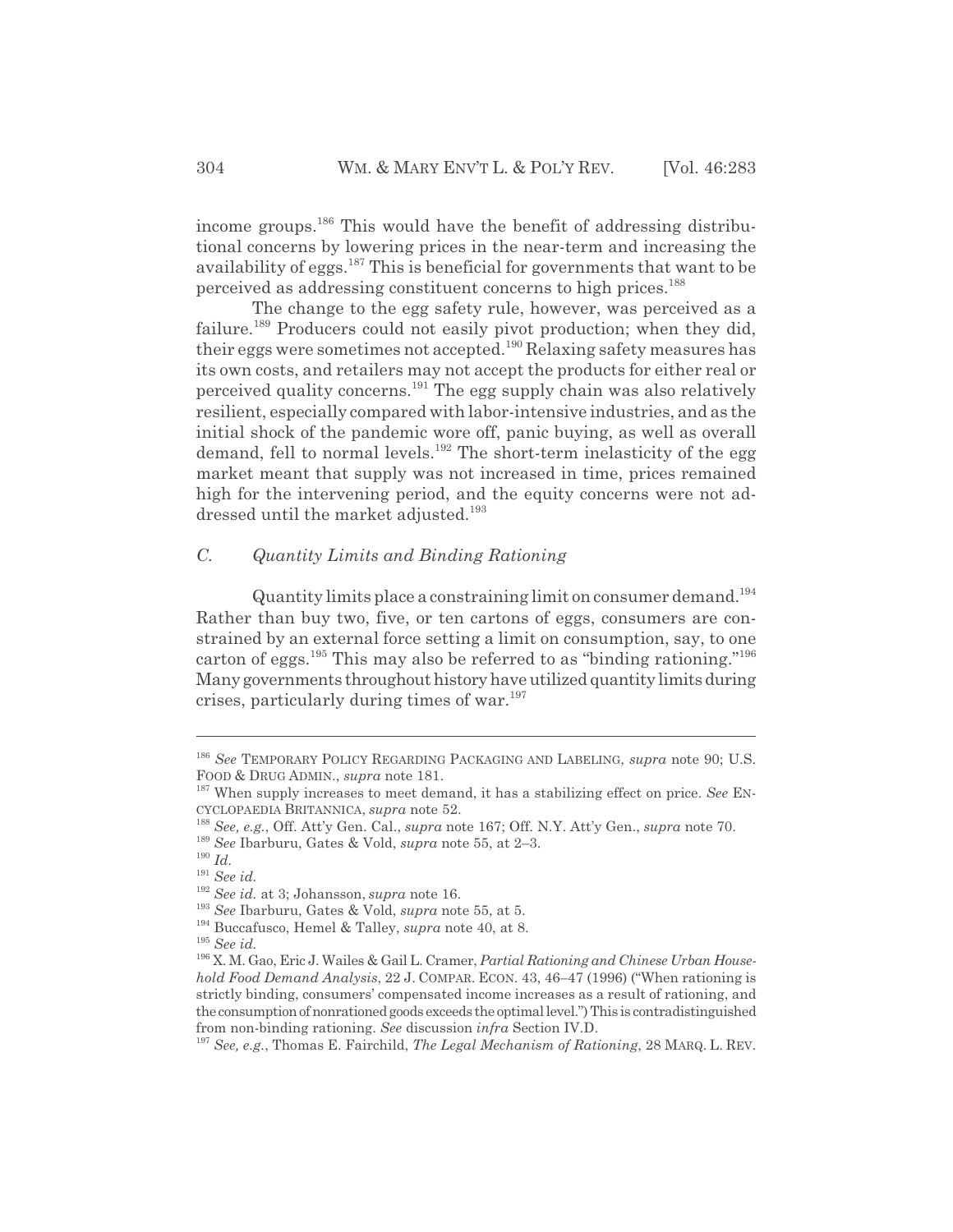income groups.[186] This would have the benefit of addressing distributional concerns by lowering prices in the near-term and increasing the availability of eggs.[187] This is beneficial for governments that want to be perceived as addressing constituent concerns to high prices.[188]

The change to the egg safety rule, however, was perceived as a failure.[189] Producers could not easily pivot production; when they did, their eggs were sometimes not accepted.[190] Relaxing safety measures has its own costs, and retailers may not accept the products for either real or perceived quality concerns.[191] The egg supply chain was also relatively resilient, especially compared with labor-intensive industries, and as the initial shock of the pandemic wore off, panic buying, as well as overall demand, fell to normal levels.[192] The short-term inelasticity of the egg market meant that supply was not increased in time, prices remained high for the intervening period, and the equity concerns were not addressed until the market adjusted.[193]

### *C. Quantity Limits and Binding Rationing*

Quantity limits place a constraining limit on consumer demand.[194] Rather than buy two, five, or ten cartons of eggs, consumers are constrained by an external force setting a limit on consumption, say, to one carton of eggs.[195] This may also be referred to as "binding rationing."[196] Many governments throughout history have utilized quantity limits during crises, particularly during times of war.[197]

---

[186] *See* TEMPORARY POLICY REGARDING PACKAGING AND LABELING, *supra* note 90; U.S. FOOD & DRUG ADMIN., *supra* note 181.

[187] When supply increases to meet demand, it has a stabilizing effect on price. *See* ENCYCLOPAEDIA BRITANNICA, *supra* note 52.

[188] *See, e.g.*, Off. Att'y Gen. Cal., *supra* note 167; Off. N.Y. Att'y Gen., *supra* note 70.

[189] *See* Ibarburu, Gates & Vold, *supra* note 55, at 2–3.

[190] *Id.*

[191] *See id.*

[192] *See id.* at 3; Johansson, *supra* note 16.

[193] *See* Ibarburu, Gates & Vold, *supra* note 55, at 5.

[194] Buccafusco, Hemel & Talley, *supra* note 40, at 8.

[195] *See id.*

[196] X. M. Gao, Eric J. Wailes & Gail L. Cramer, *Partial Rationing and Chinese Urban Household Food Demand Analysis*, 22 J. COMPAR. ECON. 43, 46–47 (1996) ("When rationing is strictly binding, consumers' compensated income increases as a result of rationing, and the consumption of nonrationed goods exceeds the optimal level.") This is contradistinguished from non-binding rationing. *See* discussion *infra* Section IV.D.

[197] *See, e.g.*, Thomas E. Fairchild, *The Legal Mechanism of Rationing*, 28 MARQ. L. REV.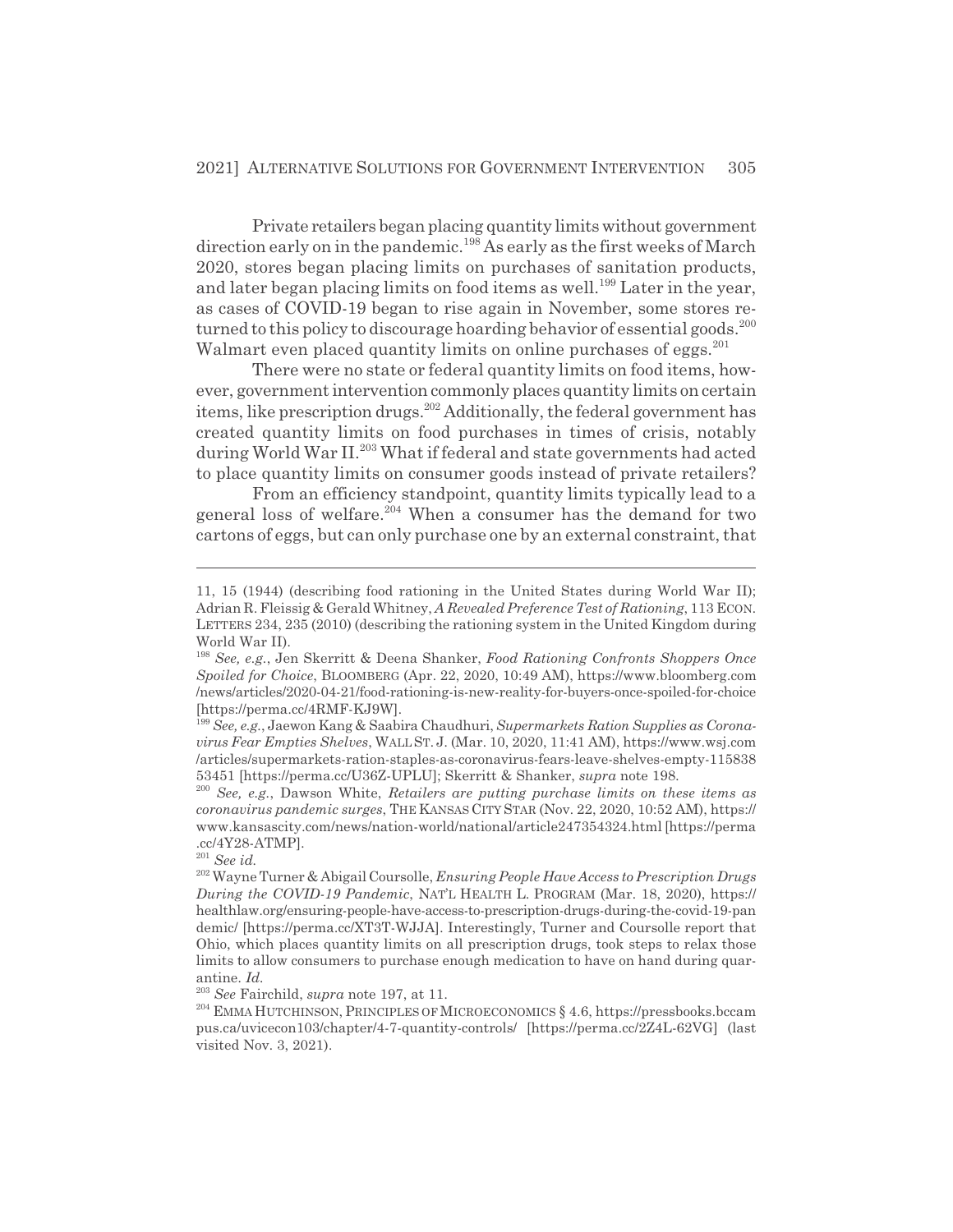Private retailers began placing quantity limits without government direction early on in the pandemic.[198] As early as the first weeks of March 2020, stores began placing limits on purchases of sanitation products, and later began placing limits on food items as well.[199] Later in the year, as cases of COVID-19 began to rise again in November, some stores returned to this policy to discourage hoarding behavior of essential goods.[200] Walmart even placed quantity limits on online purchases of eggs.[201]

There were no state or federal quantity limits on food items, however, government intervention commonly places quantity limits on certain items, like prescription drugs.[202] Additionally, the federal government has created quantity limits on food purchases in times of crisis, notably during World War II.[203] What if federal and state governments had acted to place quantity limits on consumer goods instead of private retailers?

From an efficiency standpoint, quantity limits typically lead to a general loss of welfare.[204] When a consumer has the demand for two cartons of eggs, but can only purchase one by an external constraint, that

---

11, 15 (1944) (describing food rationing in the United States during World War II); Adrian R. Fleissig & Gerald Whitney, *A Revealed Preference Test of Rationing*, 113 ECON. LETTERS 234, 235 (2010) (describing the rationing system in the United Kingdom during World War II).

[198] *See, e.g.*, Jen Skerritt & Deena Shanker, *Food Rationing Confronts Shoppers Once Spoiled for Choice*, BLOOMBERG (Apr. 22, 2020, 10:49 AM), https://www.bloomberg.com/news/articles/2020-04-21/food-rationing-is-new-reality-for-buyers-once-spoiled-for-choice [https://perma.cc/4RMF-KJ9W].

[199] *See, e.g.*, Jaewon Kang & Saabira Chaudhuri, *Supermarkets Ration Supplies as Coronavirus Fear Empties Shelves*, WALL ST. J. (Mar. 10, 2020, 11:41 AM), https://www.wsj.com/articles/supermarkets-ration-staples-as-coronavirus-fears-leave-shelves-empty-11583853451 [https://perma.cc/U36Z-UPLU]; Skerritt & Shanker, *supra* note 198.

[200] *See, e.g.*, Dawson White, *Retailers are putting purchase limits on these items as coronavirus pandemic surges*, THE KANSAS CITY STAR (Nov. 22, 2020, 10:52 AM), https://www.kansascity.com/news/nation-world/national/article247354324.html [https://perma.cc/4Y28-ATMP].

[201] *See id.*

[202] Wayne Turner & Abigail Coursolle, *Ensuring People Have Access to Prescription Drugs During the COVID-19 Pandemic*, NAT'L HEALTH L. PROGRAM (Mar. 18, 2020), https://healthlaw.org/ensuring-people-have-access-to-prescription-drugs-during-the-covid-19-pandemic/ [https://perma.cc/XT3T-WJJA]. Interestingly, Turner and Coursolle report that Ohio, which places quantity limits on all prescription drugs, took steps to relax those limits to allow consumers to purchase enough medication to have on hand during quarantine. *Id.*

[203] *See* Fairchild, *supra* note 197, at 11.

[204] EMMA HUTCHINSON, PRINCIPLES OF MICROECONOMICS § 4.6, https://pressbooks.bccampus.ca/uvicecon103/chapter/4-7-quantity-controls/ [https://perma.cc/2Z4L-62VG] (last visited Nov. 3, 2021).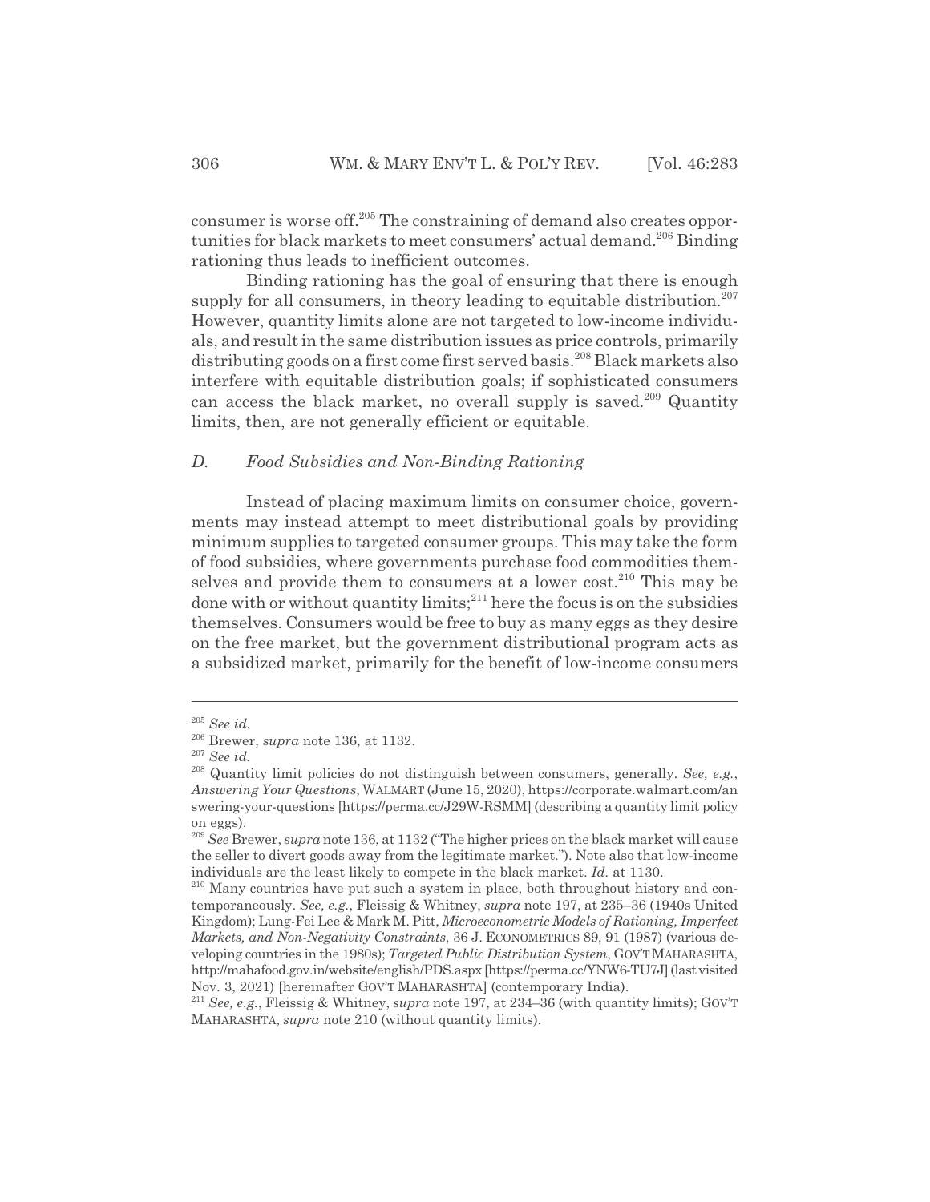consumer is worse off.[205] The constraining of demand also creates opportunities for black markets to meet consumers' actual demand.[206] Binding rationing thus leads to inefficient outcomes.

Binding rationing has the goal of ensuring that there is enough supply for all consumers, in theory leading to equitable distribution.[207] However, quantity limits alone are not targeted to low-income individuals, and result in the same distribution issues as price controls, primarily distributing goods on a first come first served basis.[208] Black markets also interfere with equitable distribution goals; if sophisticated consumers can access the black market, no overall supply is saved.[209] Quantity limits, then, are not generally efficient or equitable.

### *D. Food Subsidies and Non-Binding Rationing*

Instead of placing maximum limits on consumer choice, governments may instead attempt to meet distributional goals by providing minimum supplies to targeted consumer groups. This may take the form of food subsidies, where governments purchase food commodities themselves and provide them to consumers at a lower cost.[210] This may be done with or without quantity limits;[211] here the focus is on the subsidies themselves. Consumers would be free to buy as many eggs as they desire on the free market, but the government distributional program acts as a subsidized market, primarily for the benefit of low-income consumers

---

[205] *See id.*

[206] Brewer, *supra* note 136, at 1132.

[207] *See id.*

[208] Quantity limit policies do not distinguish between consumers, generally. *See, e.g.*, *Answering Your Questions*, WALMART (June 15, 2020), https://corporate.walmart.com/answering-your-questions [https://perma.cc/J29W-RSMM] (describing a quantity limit policy on eggs).

[209] *See* Brewer, *supra* note 136, at 1132 ("The higher prices on the black market will cause the seller to divert goods away from the legitimate market."). Note also that low-income individuals are the least likely to compete in the black market. *Id.* at 1130.

[210] Many countries have put such a system in place, both throughout history and contemporaneously. *See, e.g.*, Fleissig & Whitney, *supra* note 197, at 235–36 (1940s United Kingdom); Lung-Fei Lee & Mark M. Pitt, *Microeconometric Models of Rationing, Imperfect Markets, and Non-Negativity Constraints*, 36 J. ECONOMETRICS 89, 91 (1987) (various developing countries in the 1980s); *Targeted Public Distribution System*, GOV'T MAHARASHTA, http://mahafood.gov.in/website/english/PDS.aspx [https://perma.cc/YNW6-TU7J] (last visited Nov. 3, 2021) [hereinafter GOV'T MAHARASHTA] (contemporary India).

[211] *See, e.g.*, Fleissig & Whitney, *supra* note 197, at 234–36 (with quantity limits); GOV'T MAHARASHTA, *supra* note 210 (without quantity limits).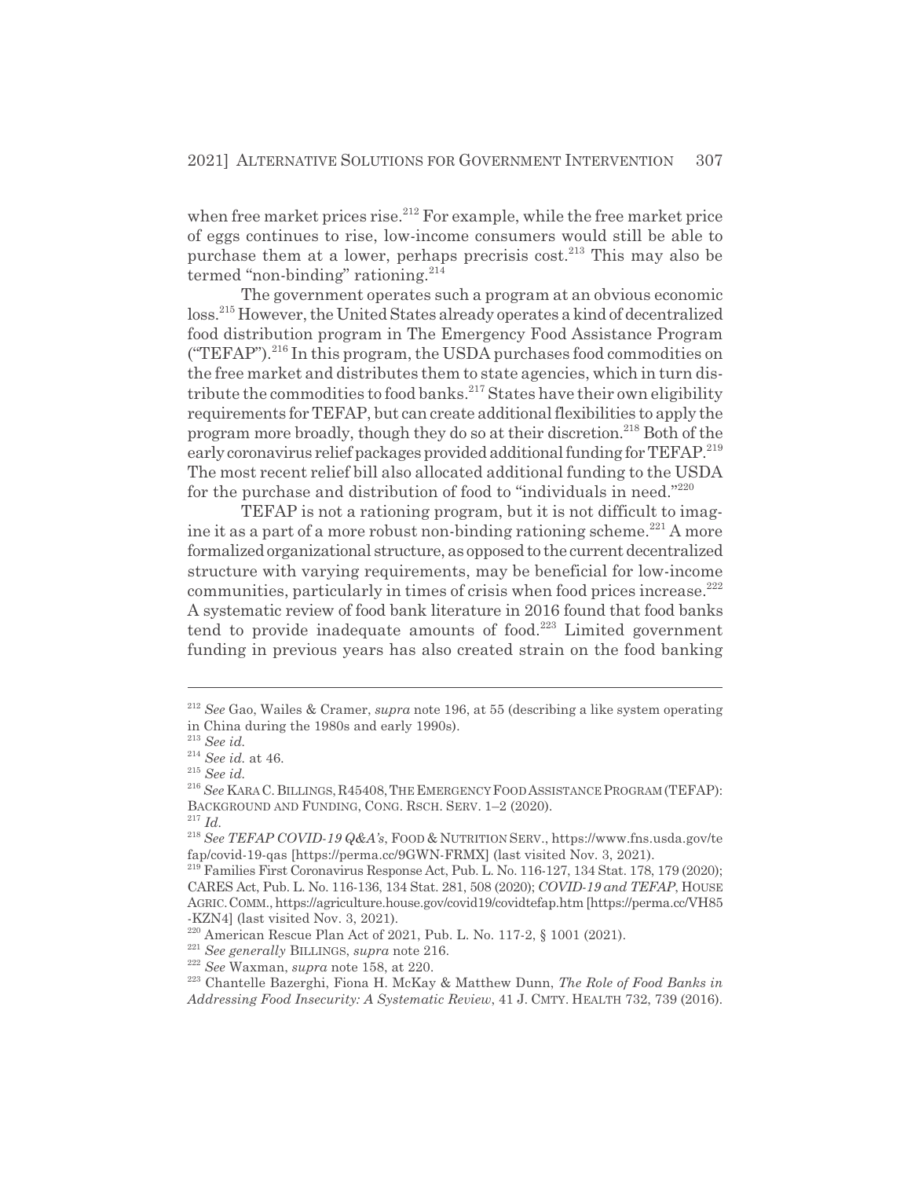when free market prices rise.[212] For example, while the free market price of eggs continues to rise, low-income consumers would still be able to purchase them at a lower, perhaps precrisis cost.[213] This may also be termed "non-binding" rationing.[214]

The government operates such a program at an obvious economic loss.[215] However, the United States already operates a kind of decentralized food distribution program in The Emergency Food Assistance Program ("TEFAP").[216] In this program, the USDA purchases food commodities on the free market and distributes them to state agencies, which in turn distribute the commodities to food banks.[217] States have their own eligibility requirements for TEFAP, but can create additional flexibilities to apply the program more broadly, though they do so at their discretion.[218] Both of the early coronavirus relief packages provided additional funding for TEFAP.[219] The most recent relief bill also allocated additional funding to the USDA for the purchase and distribution of food to "individuals in need."[220]

TEFAP is not a rationing program, but it is not difficult to imagine it as a part of a more robust non-binding rationing scheme.[221] A more formalized organizational structure, as opposed to the current decentralized structure with varying requirements, may be beneficial for low-income communities, particularly in times of crisis when food prices increase.[222] A systematic review of food bank literature in 2016 found that food banks tend to provide inadequate amounts of food.[223] Limited government funding in previous years has also created strain on the food banking

---

[212] *See* Gao, Wailes & Cramer, *supra* note 196, at 55 (describing a like system operating in China during the 1980s and early 1990s).

[213] *See id.*

[214] *See id.* at 46.

[215] *See id.*

[216] *See* KARA C. BILLINGS, R45408, THE EMERGENCY FOOD ASSISTANCE PROGRAM (TEFAP): BACKGROUND AND FUNDING, CONG. RSCH. SERV. 1–2 (2020).

[217] *Id.*

[218] *See TEFAP COVID-19 Q&A's*, FOOD & NUTRITION SERV., https://www.fns.usda.gov/tefap/covid-19-qas [https://perma.cc/9GWN-FRMX] (last visited Nov. 3, 2021).

[219] Families First Coronavirus Response Act, Pub. L. No. 116-127, 134 Stat. 178, 179 (2020); CARES Act, Pub. L. No. 116-136, 134 Stat. 281, 508 (2020); *COVID-19 and TEFAP*, HOUSE AGRIC. COMM., https://agriculture.house.gov/covid19/covidtefap.htm [https://perma.cc/VH85-KZN4] (last visited Nov. 3, 2021).

[220] American Rescue Plan Act of 2021, Pub. L. No. 117-2, § 1001 (2021).

[221] *See generally* BILLINGS, *supra* note 216.

[222] *See* Waxman, *supra* note 158, at 220.

[223] Chantelle Bazerghi, Fiona H. McKay & Matthew Dunn, *The Role of Food Banks in Addressing Food Insecurity: A Systematic Review*, 41 J. CMTY. HEALTH 732, 739 (2016).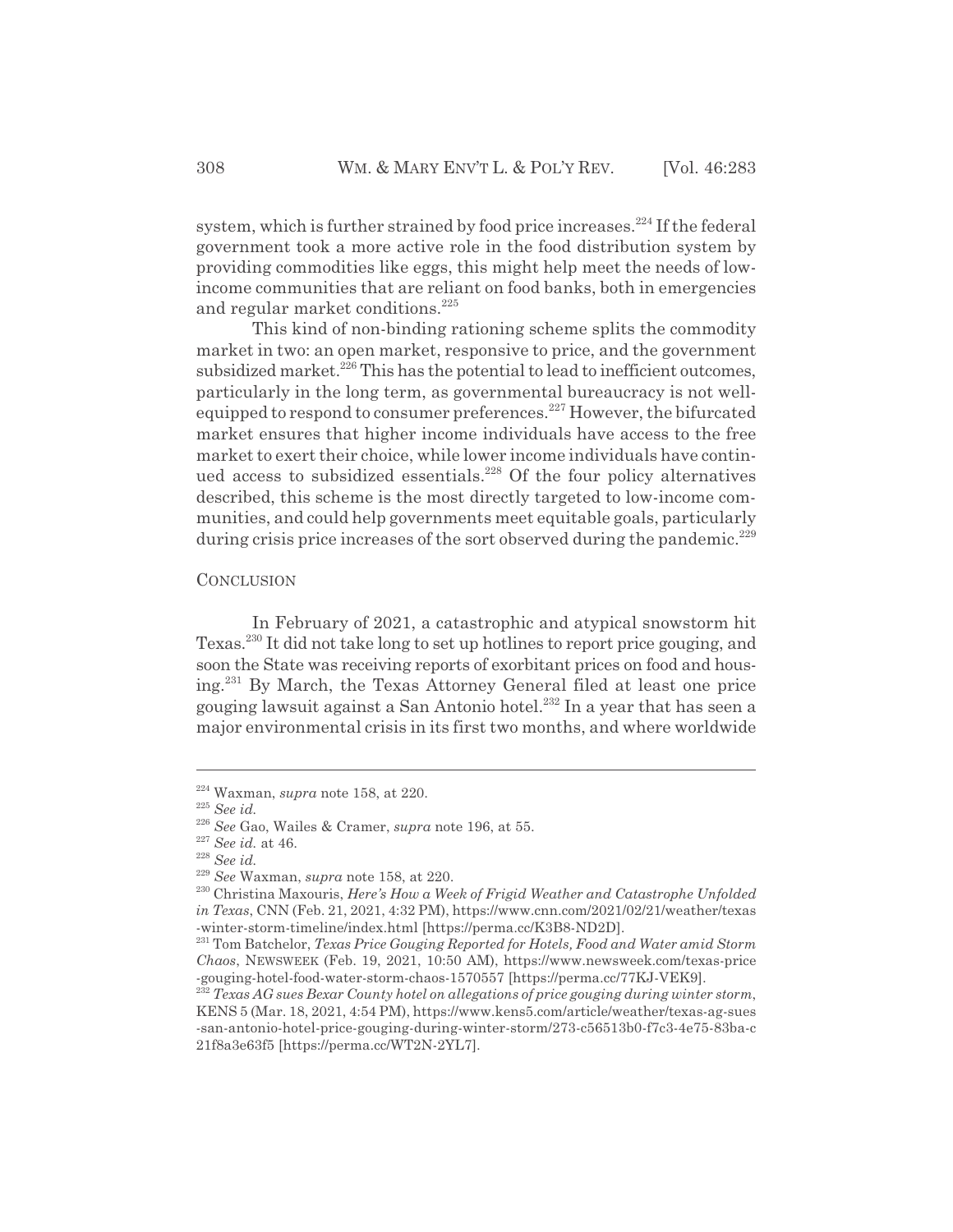system, which is further strained by food price increases.[224] If the federal government took a more active role in the food distribution system by providing commodities like eggs, this might help meet the needs of low-income communities that are reliant on food banks, both in emergencies and regular market conditions.[225]

This kind of non-binding rationing scheme splits the commodity market in two: an open market, responsive to price, and the government subsidized market.[226] This has the potential to lead to inefficient outcomes, particularly in the long term, as governmental bureaucracy is not well-equipped to respond to consumer preferences.[227] However, the bifurcated market ensures that higher income individuals have access to the free market to exert their choice, while lower income individuals have continued access to subsidized essentials.[228] Of the four policy alternatives described, this scheme is the most directly targeted to low-income communities, and could help governments meet equitable goals, particularly during crisis price increases of the sort observed during the pandemic.[229]

## CONCLUSION

In February of 2021, a catastrophic and atypical snowstorm hit Texas.[230] It did not take long to set up hotlines to report price gouging, and soon the State was receiving reports of exorbitant prices on food and housing.[231] By March, the Texas Attorney General filed at least one price gouging lawsuit against a San Antonio hotel.[232] In a year that has seen a major environmental crisis in its first two months, and where worldwide

---

[224] Waxman, *supra* note 158, at 220.

[225] *See id.*

[226] *See* Gao, Wailes & Cramer, *supra* note 196, at 55.

[227] *See id.* at 46.

[228] *See id.*

[229] *See* Waxman, *supra* note 158, at 220.

[230] Christina Maxouris, *Here's How a Week of Frigid Weather and Catastrophe Unfolded in Texas*, CNN (Feb. 21, 2021, 4:32 PM), https://www.cnn.com/2021/02/21/weather/texas-winter-storm-timeline/index.html [https://perma.cc/K3B8-ND2D].

[231] Tom Batchelor, *Texas Price Gouging Reported for Hotels, Food and Water amid Storm Chaos*, NEWSWEEK (Feb. 19, 2021, 10:50 AM), https://www.newsweek.com/texas-price-gouging-hotel-food-water-storm-chaos-1570557 [https://perma.cc/77KJ-VEK9].

[232] *Texas AG sues Bexar County hotel on allegations of price gouging during winter storm*, KENS 5 (Mar. 18, 2021, 4:54 PM), https://www.kens5.com/article/weather/texas-ag-sues-san-antonio-hotel-price-gouging-during-winter-storm/273-c56513b0-f7c3-4e75-83ba-c21f8a3e63f5 [https://perma.cc/WT2N-2YL7].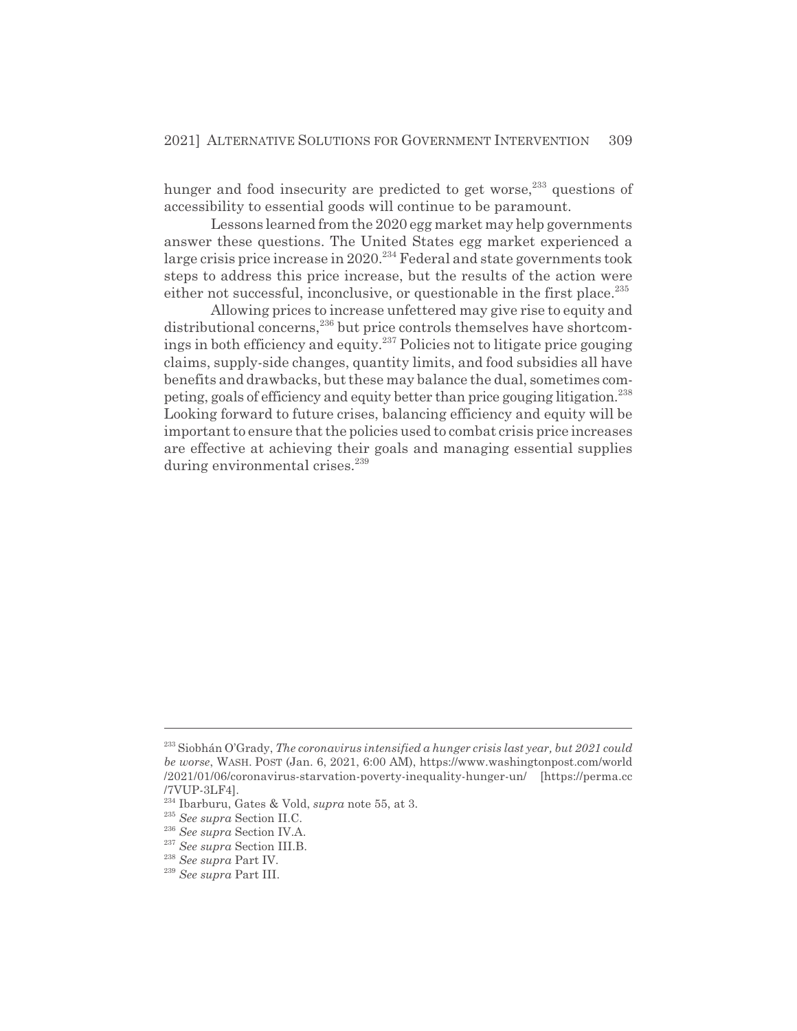hunger and food insecurity are predicted to get worse,[233] questions of accessibility to essential goods will continue to be paramount.

Lessons learned from the 2020 egg market may help governments answer these questions. The United States egg market experienced a large crisis price increase in 2020.[234] Federal and state governments took steps to address this price increase, but the results of the action were either not successful, inconclusive, or questionable in the first place.[235]

Allowing prices to increase unfettered may give rise to equity and distributional concerns,[236] but price controls themselves have shortcomings in both efficiency and equity.[237] Policies not to litigate price gouging claims, supply-side changes, quantity limits, and food subsidies all have benefits and drawbacks, but these may balance the dual, sometimes competing, goals of efficiency and equity better than price gouging litigation.[238] Looking forward to future crises, balancing efficiency and equity will be important to ensure that the policies used to combat crisis price increases are effective at achieving their goals and managing essential supplies during environmental crises.[239]

---

[233] Siobhán O'Grady, *The coronavirus intensified a hunger crisis last year, but 2021 could be worse*, WASH. POST (Jan. 6, 2021, 6:00 AM), https://www.washingtonpost.com/world/2021/01/06/coronavirus-starvation-poverty-inequality-hunger-un/ [https://perma.cc/7VUP-3LF4].

[234] Ibarburu, Gates & Vold, *supra* note 55, at 3.

[235] *See supra* Section II.C.

[236] *See supra* Section IV.A.

[237] *See supra* Section III.B.

[238] *See supra* Part IV.

[239] *See supra* Part III.